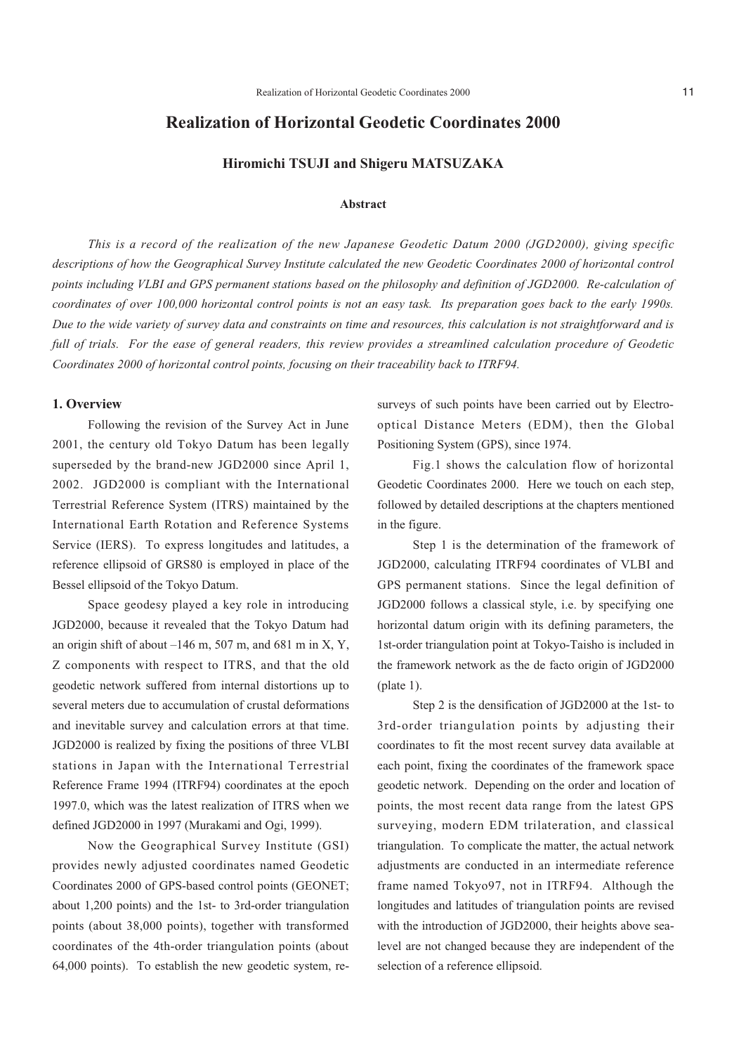# Realization of Horizontal Geodetic Coordinates 2000

**Hiromichi TSUJI and Shigeru MATSUZAKA**

### Abstract

*This is a record of the realization of the new Japanese Geodetic Datum 2000 (JGD2000), giving specific descriptions of how the Geographical Survey Institute calculated the new Geodetic Coordinates 2000 of horizontal control points including VLBI and GPS permanent stations based on the philosophy and definition of JGD2000. Re-calculation of coordinates of over 100,000 horizontal control points is not an easy task. Its preparation goes back to the early 1990s. Due to the wide variety of survey data and constraints on time and resources, this calculation is not straightforward and is full of trials. For the ease of general readers, this review provides a streamlined calculation procedure of Geodetic Coordinates 2000 of horizontal control points, focusing on their traceability back to ITRF94.*

## 1. Overview

Following the revision of the Survey Act in June 2001, the century old Tokyo Datum has been legally superseded by the brand-new JGD2000 since April 1, 2002. JGD2000 is compliant with the International Terrestrial Reference System (ITRS) maintained by the International Earth Rotation and Reference Systems Service (IERS). To express longitudes and latitudes, a reference ellipsoid of GRS80 is employed in place of the Bessel ellipsoid of the Tokyo Datum.

Space geodesy played a key role in introducing JGD2000, because it revealed that the Tokyo Datum had an origin shift of about –146 m, 507 m, and 681 m in X, Y, Z components with respect to ITRS, and that the old geodetic network suffered from internal distortions up to several meters due to accumulation of crustal deformations and inevitable survey and calculation errors at that time. JGD2000 is realized by fixing the positions of three VLBI stations in Japan with the International Terrestrial Reference Frame 1994 (ITRF94) coordinates at the epoch 1997.0, which was the latest realization of ITRS when we defined JGD2000 in 1997 (Murakami and Ogi, 1999).

Now the Geographical Survey Institute (GSI) provides newly adjusted coordinates named Geodetic Coordinates 2000 of GPS-based control points (GEONET; about 1,200 points) and the 1st- to 3rd-order triangulation points (about 38,000 points), together with transformed coordinates of the 4th-order triangulation points (about 64,000 points). To establish the new geodetic system, re-surveys of such points have been carried out by Electro-optical Distance Meters (EDM), then the Global Positioning System (GPS), since 1974.

Fig.1 shows the calculation flow of horizontal Geodetic Coordinates 2000. Here we touch on each step, followed by detailed descriptions at the chapters mentioned in the figure.

Step 1 is the determination of the framework of JGD2000, calculating ITRF94 coordinates of VLBI and GPS permanent stations. Since the legal definition of JGD2000 follows a classical style, i.e. by specifying one horizontal datum origin with its defining parameters, the 1st-order triangulation point at Tokyo-Taisho is included in the framework network as the de facto origin of JGD2000 (plate 1).

Step 2 is the densification of JGD2000 at the 1st- to 3rd-order triangulation points by adjusting their coordinates to fit the most recent survey data available at each point, fixing the coordinates of the framework space geodetic network. Depending on the order and location of points, the most recent data range from the latest GPS surveying, modern EDM trilateration, and classical triangulation. To complicate the matter, the actual network adjustments are conducted in an intermediate reference frame named Tokyo97, not in ITRF94. Although the longitudes and latitudes of triangulation points are revised with the introduction of JGD2000, their heights above sea-level are not changed because they are independent of the selection of a reference ellipsoid.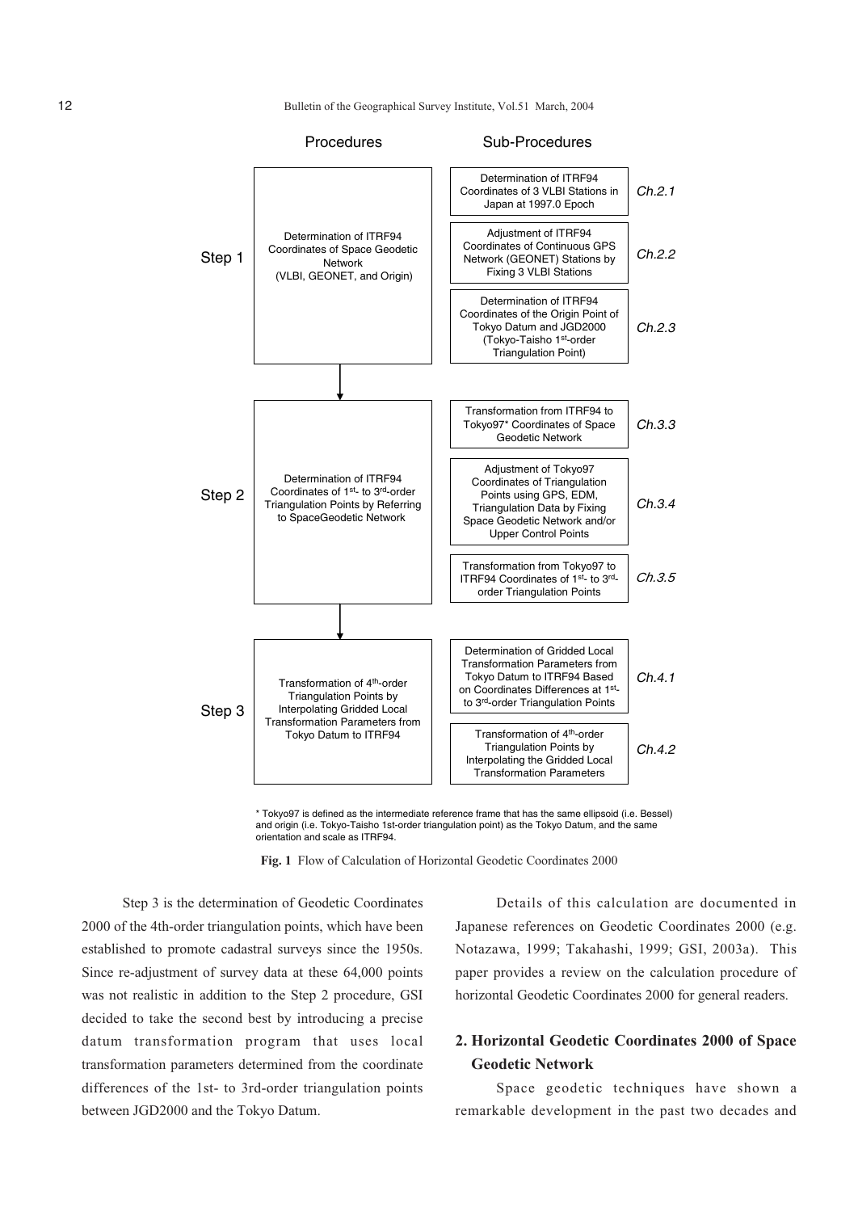| | Procedures | Sub-Procedures | |
|---|---|---|---|
| Step 1 | Determination of ITRF94 Coordinates of Space Geodetic Network (VLBI, GEONET, and Origin) | Determination of ITRF94 Coordinates of 3 VLBI Stations in Japan at 1997.0 Epoch | *Ch.2.1* |
| | | Adjustment of ITRF94 Coordinates of Continuous GPS Network (GEONET) Stations by Fixing 3 VLBI Stations | *Ch.2.2* |
| | | Determination of ITRF94 Coordinates of the Origin Point of Tokyo Datum and JGD2000 (Tokyo-Taisho 1st-order Triangulation Point) | *Ch.2.3* |
| Step 2 | Determination of ITRF94 Coordinates of 1st- to 3rd-order Triangulation Points by Referring to SpaceGeodetic Network | Transformation from ITRF94 to Tokyo97* Coordinates of Space Geodetic Network | *Ch.3.3* |
| | | Adjustment of Tokyo97 Coordinates of Triangulation Points using GPS, EDM, Triangulation Data by Fixing Space Geodetic Network and/or Upper Control Points | *Ch.3.4* |
| | | Transformation from Tokyo97 to ITRF94 Coordinates of 1st- to 3rd-order Triangulation Points | *Ch.3.5* |
| Step 3 | Transformation of 4th-order Triangulation Points by Interpolating Gridded Local Transformation Parameters from Tokyo Datum to ITRF94 | Determination of Gridded Local Transformation Parameters from Tokyo Datum to ITRF94 Based on Coordinates Differences at 1st- to 3rd-order Triangulation Points | *Ch.4.1* |
| | | Transformation of 4th-order Triangulation Points by Interpolating the Gridded Local Transformation Parameters | *Ch.4.2* |

\* Tokyo97 is defined as the intermediate reference frame that has the same ellipsoid (i.e. Bessel) and origin (i.e. Tokyo-Taisho 1st-order triangulation point) as the Tokyo Datum, and the same orientation and scale as ITRF94.

**Fig. 1** Flow of Calculation of Horizontal Geodetic Coordinates 2000

Step 3 is the determination of Geodetic Coordinates 2000 of the 4th-order triangulation points, which have been established to promote cadastral surveys since the 1950s. Since re-adjustment of survey data at these 64,000 points was not realistic in addition to the Step 2 procedure, GSI decided to take the second best by introducing a precise datum transformation program that uses local transformation parameters determined from the coordinate differences of the 1st- to 3rd-order triangulation points between JGD2000 and the Tokyo Datum.

Details of this calculation are documented in Japanese references on Geodetic Coordinates 2000 (e.g. Notazawa, 1999; Takahashi, 1999; GSI, 2003a). This paper provides a review on the calculation procedure of horizontal Geodetic Coordinates 2000 for general readers.

## 2. Horizontal Geodetic Coordinates 2000 of Space Geodetic Network

Space geodetic techniques have shown a remarkable development in the past two decades and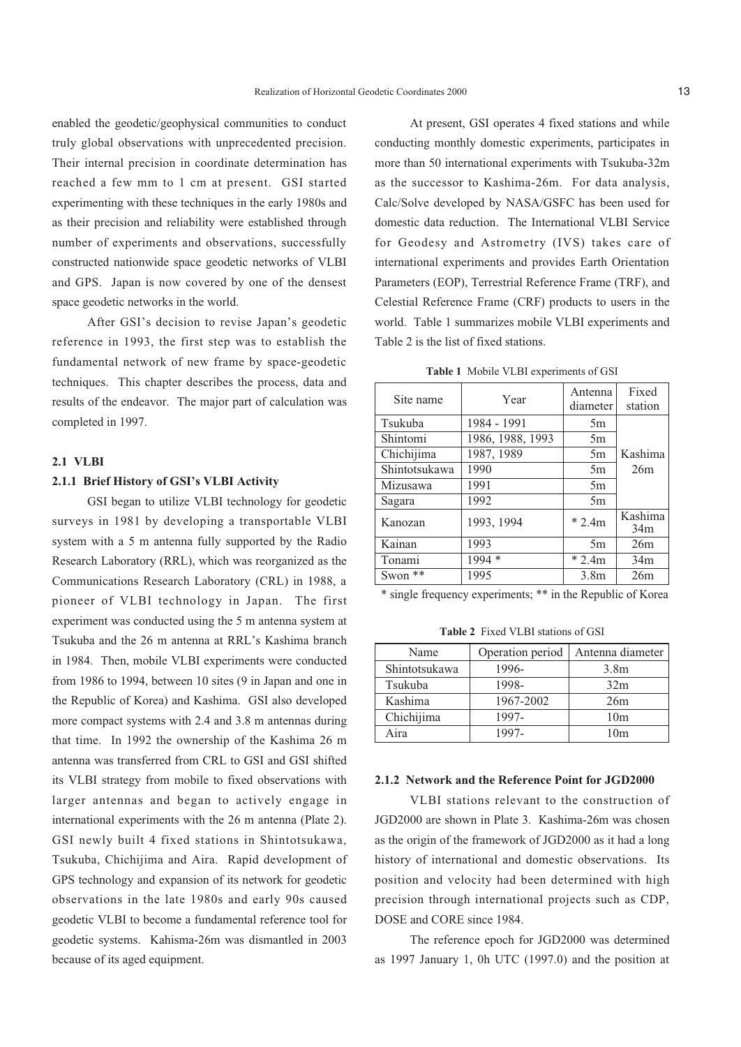enabled the geodetic/geophysical communities to conduct truly global observations with unprecedented precision. Their internal precision in coordinate determination has reached a few mm to 1 cm at present. GSI started experimenting with these techniques in the early 1980s and as their precision and reliability were established through number of experiments and observations, successfully constructed nationwide space geodetic networks of VLBI and GPS. Japan is now covered by one of the densest space geodetic networks in the world.

After GSI's decision to revise Japan's geodetic reference in 1993, the first step was to establish the fundamental network of new frame by space-geodetic techniques. This chapter describes the process, data and results of the endeavor. The major part of calculation was completed in 1997.

### 2.1 VLBI

#### 2.1.1 Brief History of GSI's VLBI Activity

GSI began to utilize VLBI technology for geodetic surveys in 1981 by developing a transportable VLBI system with a 5 m antenna fully supported by the Radio Research Laboratory (RRL), which was reorganized as the Communications Research Laboratory (CRL) in 1988, a pioneer of VLBI technology in Japan. The first experiment was conducted using the 5 m antenna system at Tsukuba and the 26 m antenna at RRL's Kashima branch in 1984. Then, mobile VLBI experiments were conducted from 1986 to 1994, between 10 sites (9 in Japan and one in the Republic of Korea) and Kashima. GSI also developed more compact systems with 2.4 and 3.8 m antennas during that time. In 1992 the ownership of the Kashima 26 m antenna was transferred from CRL to GSI and GSI shifted its VLBI strategy from mobile to fixed observations with larger antennas and began to actively engage in international experiments with the 26 m antenna (Plate 2). GSI newly built 4 fixed stations in Shintotsukawa, Tsukuba, Chichijima and Aira. Rapid development of GPS technology and expansion of its network for geodetic observations in the late 1980s and early 90s caused geodetic VLBI to become a fundamental reference tool for geodetic systems. Kahisma-26m was dismantled in 2003 because of its aged equipment.

At present, GSI operates 4 fixed stations and while conducting monthly domestic experiments, participates in more than 50 international experiments with Tsukuba-32m as the successor to Kashima-26m. For data analysis, Calc/Solve developed by NASA/GSFC has been used for domestic data reduction. The International VLBI Service for Geodesy and Astrometry (IVS) takes care of international experiments and provides Earth Orientation Parameters (EOP), Terrestrial Reference Frame (TRF), and Celestial Reference Frame (CRF) products to users in the world. Table 1 summarizes mobile VLBI experiments and Table 2 is the list of fixed stations.

**Table 1** Mobile VLBI experiments of GSI

| Site name | Year | Antenna diameter | Fixed station |
|---|---|---|---|
| Tsukuba | 1984 - 1991 | 5m | Kashima 26m |
| Shintomi | 1986, 1988, 1993 | 5m | |
| Chichijima | 1987, 1989 | 5m | |
| Shintotsukawa | 1990 | 5m | |
| Mizusawa | 1991 | 5m | |
| Sagara | 1992 | 5m | |
| Kanozan | 1993, 1994 | * 2.4m | Kashima 34m |
| Kainan | 1993 | 5m | 26m |
| Tonami | 1994 * | * 2.4m | 34m |
| Swon ** | 1995 | 3.8m | 26m |

\* single frequency experiments; ** in the Republic of Korea

**Table 2** Fixed VLBI stations of GSI

| Name | Operation period | Antenna diameter |
|---|---|---|
| Shintotsukawa | 1996- | 3.8m |
| Tsukuba | 1998- | 32m |
| Kashima | 1967-2002 | 26m |
| Chichijima | 1997- | 10m |
| Aira | 1997- | 10m |

#### 2.1.2 Network and the Reference Point for JGD2000

VLBI stations relevant to the construction of JGD2000 are shown in Plate 3. Kashima-26m was chosen as the origin of the framework of JGD2000 as it had a long history of international and domestic observations. Its position and velocity had been determined with high precision through international projects such as CDP, DOSE and CORE since 1984.

The reference epoch for JGD2000 was determined as 1997 January 1, 0h UTC (1997.0) and the position at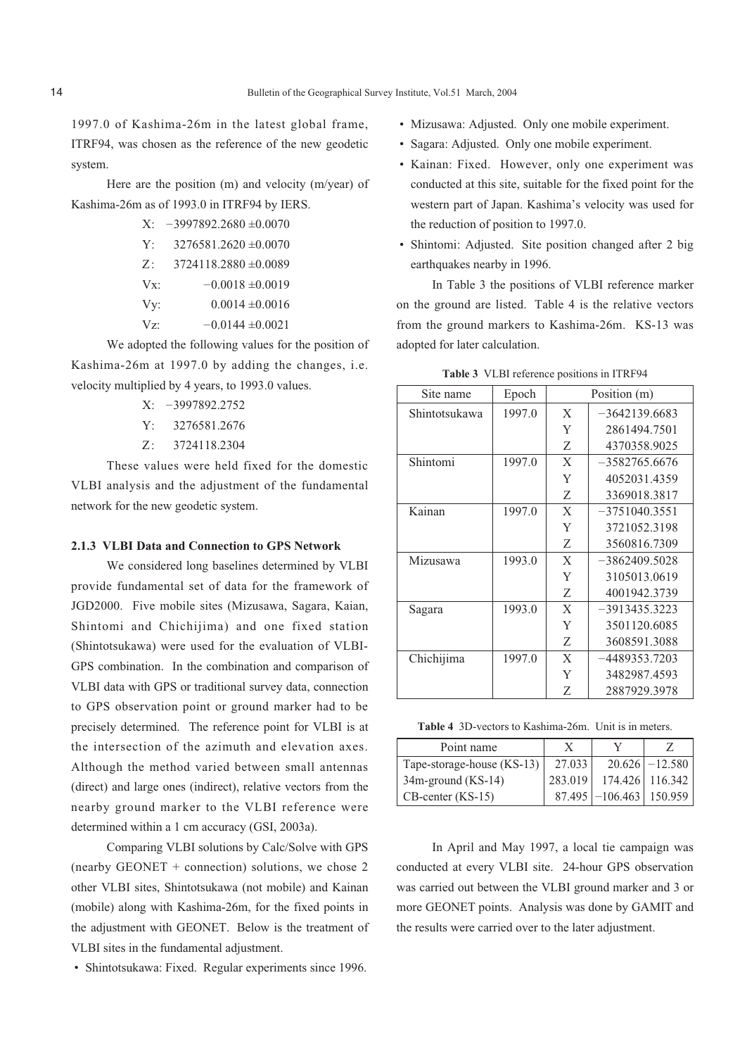1997.0 of Kashima-26m in the latest global frame, ITRF94, was chosen as the reference of the new geodetic system.

Here are the position (m) and velocity (m/year) of Kashima-26m as of 1993.0 in ITRF94 by IERS.

X: −3997892.2680 ±0.0070
Y: 3276581.2620 ±0.0070
Z: 3724118.2880 ±0.0089
Vx: −0.0018 ±0.0019
Vy: 0.0014 ±0.0016
Vz: −0.0144 ±0.0021

We adopted the following values for the position of Kashima-26m at 1997.0 by adding the changes, i.e. velocity multiplied by 4 years, to 1993.0 values.

X: −3997892.2752
Y: 3276581.2676
Z: 3724118.2304

These values were held fixed for the domestic VLBI analysis and the adjustment of the fundamental network for the new geodetic system.

### 2.1.3 VLBI Data and Connection to GPS Network

We considered long baselines determined by VLBI provide fundamental set of data for the framework of JGD2000. Five mobile sites (Mizusawa, Sagara, Kaian, Shintomi and Chichijima) and one fixed station (Shintotsukawa) were used for the evaluation of VLBI-GPS combination. In the combination and comparison of VLBI data with GPS or traditional survey data, connection to GPS observation point or ground marker had to be precisely determined. The reference point for VLBI is at the intersection of the azimuth and elevation axes. Although the method varied between small antennas (direct) and large ones (indirect), relative vectors from the nearby ground marker to the VLBI reference were determined within a 1 cm accuracy (GSI, 2003a).

Comparing VLBI solutions by Calc/Solve with GPS (nearby GEONET + connection) solutions, we chose 2 other VLBI sites, Shintotsukawa (not mobile) and Kainan (mobile) along with Kashima-26m, for the fixed points in the adjustment with GEONET. Below is the treatment of VLBI sites in the fundamental adjustment.

- Shintotsukawa: Fixed. Regular experiments since 1996.
- Mizusawa: Adjusted. Only one mobile experiment.
- Sagara: Adjusted. Only one mobile experiment.
- Kainan: Fixed. However, only one experiment was conducted at this site, suitable for the fixed point for the western part of Japan. Kashima's velocity was used for the reduction of position to 1997.0.
- Shintomi: Adjusted. Site position changed after 2 big earthquakes nearby in 1996.

In Table 3 the positions of VLBI reference marker on the ground are listed. Table 4 is the relative vectors from the ground markers to Kashima-26m. KS-13 was adopted for later calculation.

**Table 3** VLBI reference positions in ITRF94

| Site name | Epoch | Position (m) | |
|---|---|---|---|
| Shintotsukawa | 1997.0 | X | −3642139.6683 |
| | | Y | 2861494.7501 |
| | | Z | 4370358.9025 |
| Shintomi | 1997.0 | X | −3582765.6676 |
| | | Y | 4052031.4359 |
| | | Z | 3369018.3817 |
| Kainan | 1997.0 | X | −3751040.3551 |
| | | Y | 3721052.3198 |
| | | Z | 3560816.7309 |
| Mizusawa | 1993.0 | X | −3862409.5028 |
| | | Y | 3105013.0619 |
| | | Z | 4001942.3739 |
| Sagara | 1993.0 | X | −3913435.3223 |
| | | Y | 3501120.6085 |
| | | Z | 3608591.3088 |
| Chichijima | 1997.0 | X | −4489353.7203 |
| | | Y | 3482987.4593 |
| | | Z | 2887929.3978 |

**Table 4** 3D-vectors to Kashima-26m. Unit is in meters.

| Point name | X | Y | Z |
|---|---|---|---|
| Tape-storage-house (KS-13) | 27.033 | 20.626 | −12.580 |
| 34m-ground (KS-14) | 283.019 | 174.426 | 116.342 |
| CB-center (KS-15) | 87.495 | −106.463 | 150.959 |

In April and May 1997, a local tie campaign was conducted at every VLBI site. 24-hour GPS observation was carried out between the VLBI ground marker and 3 or more GEONET points. Analysis was done by GAMIT and the results were carried over to the later adjustment.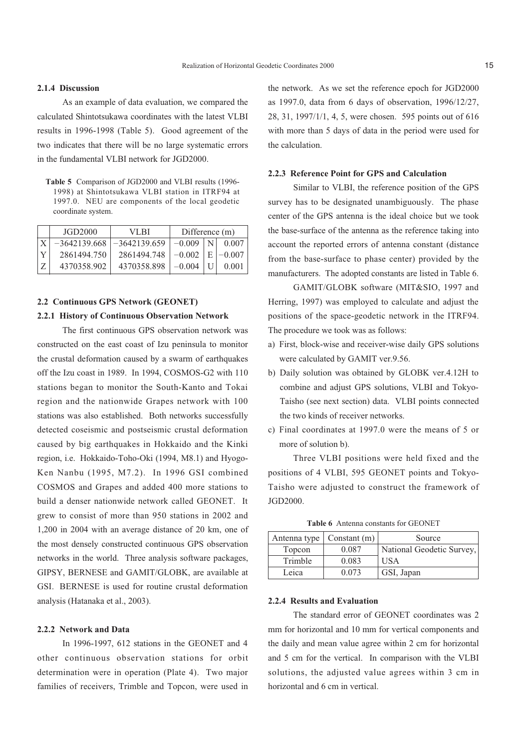#### 2.1.4 Discussion

As an example of data evaluation, we compared the calculated Shintotsukawa coordinates with the latest VLBI results in 1996-1998 (Table 5). Good agreement of the two indicates that there will be no large systematic errors in the fundamental VLBI network for JGD2000.

**Table 5** Comparison of JGD2000 and VLBI results (1996-1998) at Shintotsukawa VLBI station in ITRF94 at 1997.0. NEU are components of the local geodetic coordinate system.

| | JGD2000 | VLBI | Difference (m) | | |
|---|---|---|---|---|---|
| X | −3642139.668 | −3642139.659 | −0.009 | N | 0.007 |
| Y | 2861494.750 | 2861494.748 | −0.002 | E | −0.007 |
| Z | 4370358.902 | 4370358.898 | −0.004 | U | 0.001 |

### 2.2 Continuous GPS Network (GEONET)

#### 2.2.1 History of Continuous Observation Network

The first continuous GPS observation network was constructed on the east coast of Izu peninsula to monitor the crustal deformation caused by a swarm of earthquakes off the Izu coast in 1989. In 1994, COSMOS-G2 with 110 stations began to monitor the South-Kanto and Tokai region and the nationwide Grapes network with 100 stations was also established. Both networks successfully detected coseismic and postseismic crustal deformation caused by big earthquakes in Hokkaido and the Kinki region, i.e. Hokkaido-Toho-Oki (1994, M8.1) and Hyogo-Ken Nanbu (1995, M7.2). In 1996 GSI combined COSMOS and Grapes and added 400 more stations to build a denser nationwide network called GEONET. It grew to consist of more than 950 stations in 2002 and 1,200 in 2004 with an average distance of 20 km, one of the most densely constructed continuous GPS observation networks in the world. Three analysis software packages, GIPSY, BERNESE and GAMIT/GLOBK, are available at GSI. BERNESE is used for routine crustal deformation analysis (Hatanaka et al., 2003).

#### 2.2.2 Network and Data

In 1996-1997, 612 stations in the GEONET and 4 other continuous observation stations for orbit determination were in operation (Plate 4). Two major families of receivers, Trimble and Topcon, were used in the network. As we set the reference epoch for JGD2000 as 1997.0, data from 6 days of observation, 1996/12/27, 28, 31, 1997/1/1, 4, 5, were chosen. 595 points out of 616 with more than 5 days of data in the period were used for the calculation.

#### 2.2.3 Reference Point for GPS and Calculation

Similar to VLBI, the reference position of the GPS survey has to be designated unambiguously. The phase center of the GPS antenna is the ideal choice but we took the base-surface of the antenna as the reference taking into account the reported errors of antenna constant (distance from the base-surface to phase center) provided by the manufacturers. The adopted constants are listed in Table 6.

GAMIT/GLOBK software (MIT&SIO, 1997 and Herring, 1997) was employed to calculate and adjust the positions of the space-geodetic network in the ITRF94. The procedure we took was as follows:

a) First, block-wise and receiver-wise daily GPS solutions were calculated by GAMIT ver.9.56.
b) Daily solution was obtained by GLOBK ver.4.12H to combine and adjust GPS solutions, VLBI and Tokyo-Taisho (see next section) data. VLBI points connected the two kinds of receiver networks.
c) Final coordinates at 1997.0 were the means of 5 or more of solution b).

Three VLBI positions were held fixed and the positions of 4 VLBI, 595 GEONET points and Tokyo-Taisho were adjusted to construct the framework of JGD2000.

**Table 6** Antenna constants for GEONET

| Antenna type | Constant (m) | Source |
|---|---|---|
| Topcon | 0.087 | National Geodetic Survey, USA |
| Trimble | 0.083 | |
| Leica | 0.073 | GSI, Japan |

#### 2.2.4 Results and Evaluation

The standard error of GEONET coordinates was 2 mm for horizontal and 10 mm for vertical components and the daily and mean value agree within 2 cm for horizontal and 5 cm for the vertical. In comparison with the VLBI solutions, the adjusted value agrees within 3 cm in horizontal and 6 cm in vertical.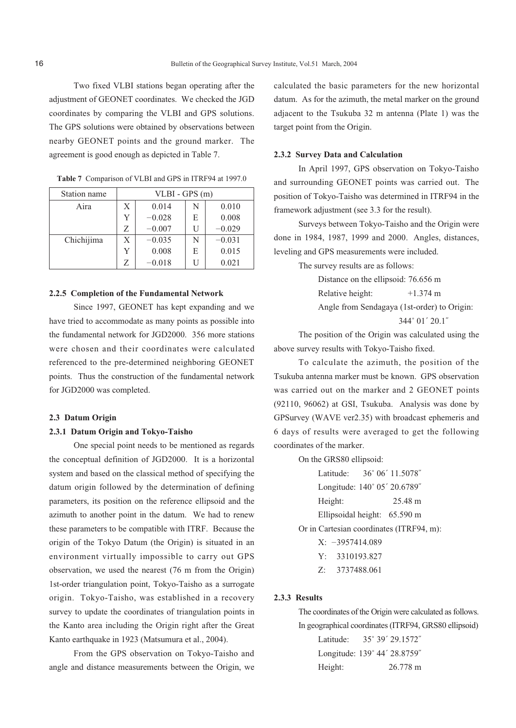Two fixed VLBI stations began operating after the adjustment of GEONET coordinates. We checked the JGD coordinates by comparing the VLBI and GPS solutions. The GPS solutions were obtained by observations between nearby GEONET points and the ground marker. The agreement is good enough as depicted in Table 7.

**Table 7** Comparison of VLBI and GPS in ITRF94 at 1997.0

| Station name | VLBI - GPS (m) | | | |
|---|---|---|---|---|
| Aira | X | 0.014 | N | 0.010 |
| | Y | −0.028 | E | 0.008 |
| | Z | −0.007 | U | −0.029 |
| Chichijima | X | −0.035 | N | −0.031 |
| | Y | 0.008 | E | 0.015 |
| | Z | −0.018 | U | 0.021 |

#### 2.2.5 Completion of the Fundamental Network

Since 1997, GEONET has kept expanding and we have tried to accommodate as many points as possible into the fundamental network for JGD2000. 356 more stations were chosen and their coordinates were calculated referenced to the pre-determined neighboring GEONET points. Thus the construction of the fundamental network for JGD2000 was completed.

### 2.3 Datum Origin

#### 2.3.1 Datum Origin and Tokyo-Taisho

One special point needs to be mentioned as regards the conceptual definition of JGD2000. It is a horizontal system and based on the classical method of specifying the datum origin followed by the determination of defining parameters, its position on the reference ellipsoid and the azimuth to another point in the datum. We had to renew these parameters to be compatible with ITRF. Because the origin of the Tokyo Datum (the Origin) is situated in an environment virtually impossible to carry out GPS observation, we used the nearest (76 m from the Origin) 1st-order triangulation point, Tokyo-Taisho as a surrogate origin. Tokyo-Taisho, was established in a recovery survey to update the coordinates of triangulation points in the Kanto area including the Origin right after the Great Kanto earthquake in 1923 (Matsumura et al., 2004).

From the GPS observation on Tokyo-Taisho and angle and distance measurements between the Origin, we calculated the basic parameters for the new horizontal datum. As for the azimuth, the metal marker on the ground adjacent to the Tsukuba 32 m antenna (Plate 1) was the target point from the Origin.

#### 2.3.2 Survey Data and Calculation

In April 1997, GPS observation on Tokyo-Taisho and surrounding GEONET points was carried out. The position of Tokyo-Taisho was determined in ITRF94 in the framework adjustment (see 3.3 for the result).

Surveys between Tokyo-Taisho and the Origin were done in 1984, 1987, 1999 and 2000. Angles, distances, leveling and GPS measurements were included.

The survey results are as follows:

Distance on the ellipsoid: 76.656 m
Relative height: +1.374 m
Angle from Sendagaya (1st-order) to Origin: 344° 01′ 20.1″

The position of the Origin was calculated using the above survey results with Tokyo-Taisho fixed.

To calculate the azimuth, the position of the Tsukuba antenna marker must be known. GPS observation was carried out on the marker and 2 GEONET points (92110, 96062) at GSI, Tsukuba. Analysis was done by GPSurvey (WAVE ver2.35) with broadcast ephemeris and 6 days of results were averaged to get the following coordinates of the marker.

On the GRS80 ellipsoid:

Latitude: 36° 06′ 11.5078″
Longitude: 140° 05′ 20.6789″
Height: 25.48 m
Ellipsoidal height: 65.590 m

Or in Cartesian coordinates (ITRF94, m):

X: −3957414.089
Y: 3310193.827
Z: 3737488.061

#### 2.3.3 Results

The coordinates of the Origin were calculated as follows.
In geographical coordinates (ITRF94, GRS80 ellipsoid)

Latitude: 35° 39′ 29.1572″
Longitude: 139° 44′ 28.8759″
Height: 26.778 m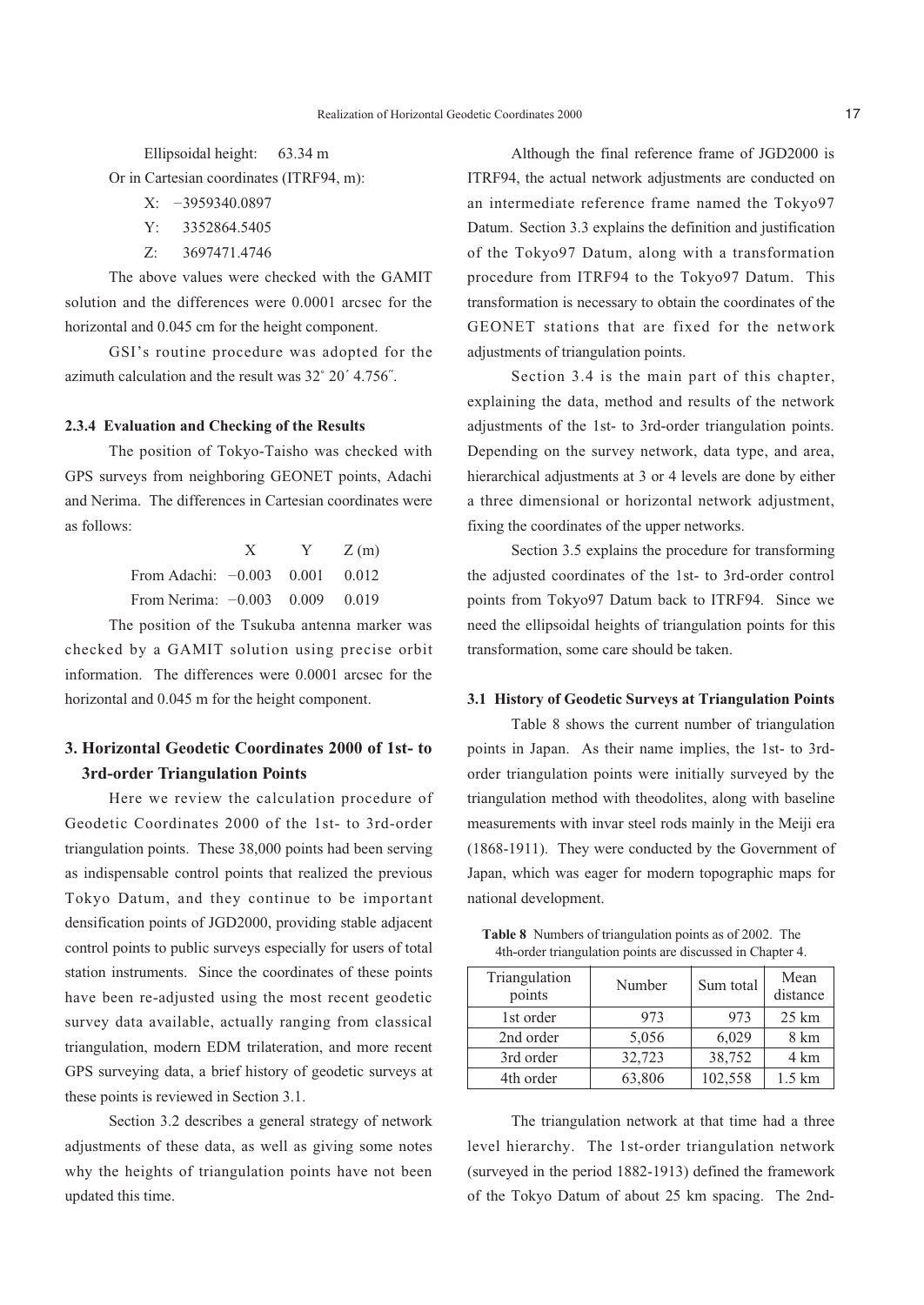Ellipsoidal height: 63.34 m

Or in Cartesian coordinates (ITRF94, m):

X: −3959340.0897

Y: 3352864.5405

Z: 3697471.4746

The above values were checked with the GAMIT solution and the differences were 0.0001 arcsec for the horizontal and 0.045 cm for the height component.

GSI's routine procedure was adopted for the azimuth calculation and the result was 32° 20′ 4.756″.

#### 2.3.4 Evaluation and Checking of the Results

The position of Tokyo-Taisho was checked with GPS surveys from neighboring GEONET points, Adachi and Nerima. The differences in Cartesian coordinates were as follows:

| | X | Y | Z (m) |
|---|---|---|---|
| From Adachi: | −0.003 | 0.001 | 0.012 |
| From Nerima: | −0.003 | 0.009 | 0.019 |

The position of the Tsukuba antenna marker was checked by a GAMIT solution using precise orbit information. The differences were 0.0001 arcsec for the horizontal and 0.045 m for the height component.

## 3. Horizontal Geodetic Coordinates 2000 of 1st- to 3rd-order Triangulation Points

Here we review the calculation procedure of Geodetic Coordinates 2000 of the 1st- to 3rd-order triangulation points. These 38,000 points had been serving as indispensable control points that realized the previous Tokyo Datum, and they continue to be important densification points of JGD2000, providing stable adjacent control points to public surveys especially for users of total station instruments. Since the coordinates of these points have been re-adjusted using the most recent geodetic survey data available, actually ranging from classical triangulation, modern EDM trilateration, and more recent GPS surveying data, a brief history of geodetic surveys at these points is reviewed in Section 3.1.

Section 3.2 describes a general strategy of network adjustments of these data, as well as giving some notes why the heights of triangulation points have not been updated this time.

Although the final reference frame of JGD2000 is ITRF94, the actual network adjustments are conducted on an intermediate reference frame named the Tokyo97 Datum. Section 3.3 explains the definition and justification of the Tokyo97 Datum, along with a transformation procedure from ITRF94 to the Tokyo97 Datum. This transformation is necessary to obtain the coordinates of the GEONET stations that are fixed for the network adjustments of triangulation points.

Section 3.4 is the main part of this chapter, explaining the data, method and results of the network adjustments of the 1st- to 3rd-order triangulation points. Depending on the survey network, data type, and area, hierarchical adjustments at 3 or 4 levels are done by either a three dimensional or horizontal network adjustment, fixing the coordinates of the upper networks.

Section 3.5 explains the procedure for transforming the adjusted coordinates of the 1st- to 3rd-order control points from Tokyo97 Datum back to ITRF94. Since we need the ellipsoidal heights of triangulation points for this transformation, some care should be taken.

### 3.1 History of Geodetic Surveys at Triangulation Points

Table 8 shows the current number of triangulation points in Japan. As their name implies, the 1st- to 3rd-order triangulation points were initially surveyed by the triangulation method with theodolites, along with baseline measurements with invar steel rods mainly in the Meiji era (1868-1911). They were conducted by the Government of Japan, which was eager for modern topographic maps for national development.

**Table 8** Numbers of triangulation points as of 2002. The 4th-order triangulation points are discussed in Chapter 4.

| Triangulation points | Number | Sum total | Mean distance |
|---|---|---|---|
| 1st order | 973 | 973 | 25 km |
| 2nd order | 5,056 | 6,029 | 8 km |
| 3rd order | 32,723 | 38,752 | 4 km |
| 4th order | 63,806 | 102,558 | 1.5 km |

The triangulation network at that time had a three level hierarchy. The 1st-order triangulation network (surveyed in the period 1882-1913) defined the framework of the Tokyo Datum of about 25 km spacing. The 2nd-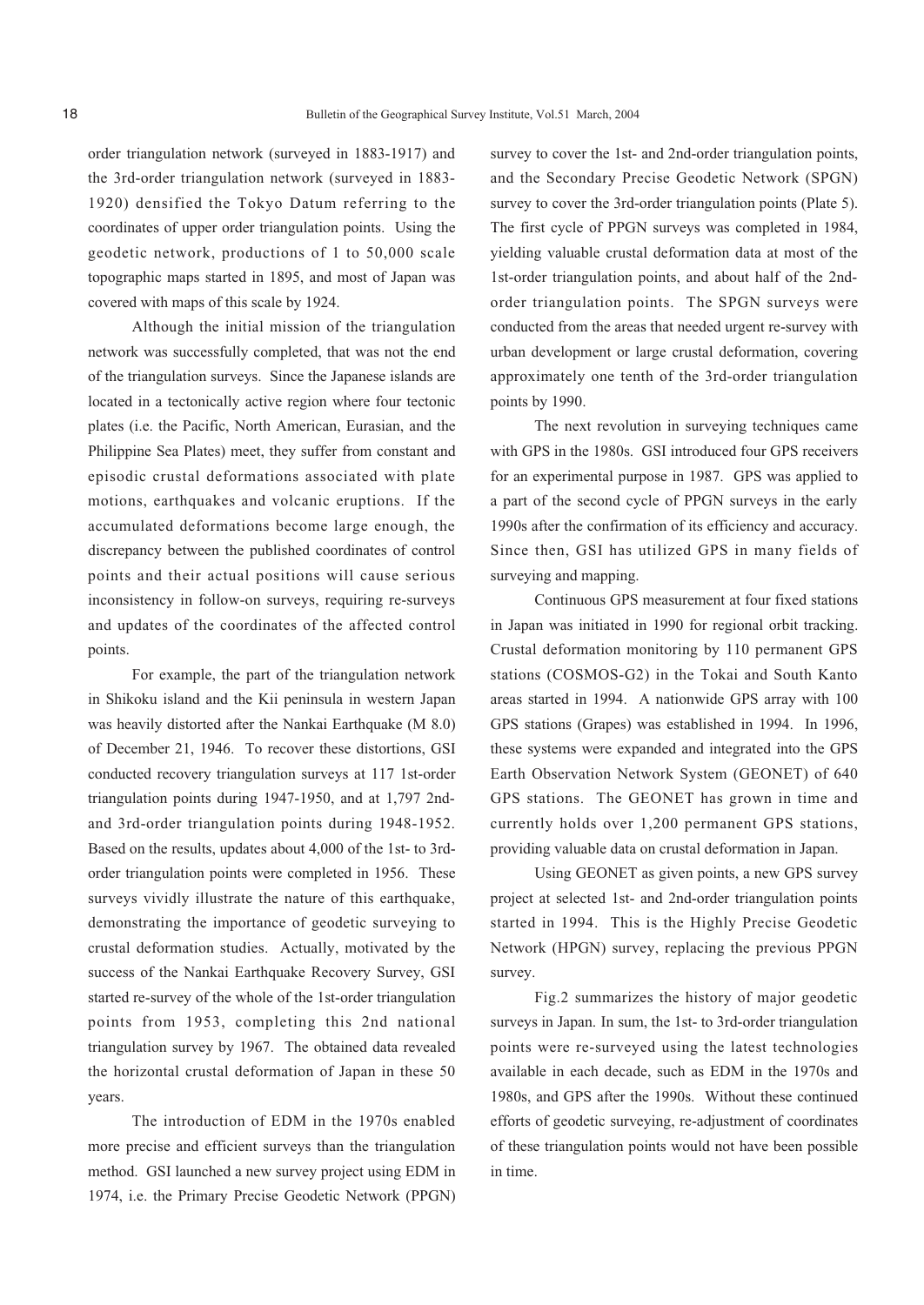order triangulation network (surveyed in 1883-1917) and the 3rd-order triangulation network (surveyed in 1883-1920) densified the Tokyo Datum referring to the coordinates of upper order triangulation points. Using the geodetic network, productions of 1 to 50,000 scale topographic maps started in 1895, and most of Japan was covered with maps of this scale by 1924.

Although the initial mission of the triangulation network was successfully completed, that was not the end of the triangulation surveys. Since the Japanese islands are located in a tectonically active region where four tectonic plates (i.e. the Pacific, North American, Eurasian, and the Philippine Sea Plates) meet, they suffer from constant and episodic crustal deformations associated with plate motions, earthquakes and volcanic eruptions. If the accumulated deformations become large enough, the discrepancy between the published coordinates of control points and their actual positions will cause serious inconsistency in follow-on surveys, requiring re-surveys and updates of the coordinates of the affected control points.

For example, the part of the triangulation network in Shikoku island and the Kii peninsula in western Japan was heavily distorted after the Nankai Earthquake (M 8.0) of December 21, 1946. To recover these distortions, GSI conducted recovery triangulation surveys at 117 1st-order triangulation points during 1947-1950, and at 1,797 2nd- and 3rd-order triangulation points during 1948-1952. Based on the results, updates about 4,000 of the 1st- to 3rd-order triangulation points were completed in 1956. These surveys vividly illustrate the nature of this earthquake, demonstrating the importance of geodetic surveying to crustal deformation studies. Actually, motivated by the success of the Nankai Earthquake Recovery Survey, GSI started re-survey of the whole of the 1st-order triangulation points from 1953, completing this 2nd national triangulation survey by 1967. The obtained data revealed the horizontal crustal deformation of Japan in these 50 years.

The introduction of EDM in the 1970s enabled more precise and efficient surveys than the triangulation method. GSI launched a new survey project using EDM in 1974, i.e. the Primary Precise Geodetic Network (PPGN) survey to cover the 1st- and 2nd-order triangulation points, and the Secondary Precise Geodetic Network (SPGN) survey to cover the 3rd-order triangulation points (Plate 5). The first cycle of PPGN surveys was completed in 1984, yielding valuable crustal deformation data at most of the 1st-order triangulation points, and about half of the 2nd-order triangulation points. The SPGN surveys were conducted from the areas that needed urgent re-survey with urban development or large crustal deformation, covering approximately one tenth of the 3rd-order triangulation points by 1990.

The next revolution in surveying techniques came with GPS in the 1980s. GSI introduced four GPS receivers for an experimental purpose in 1987. GPS was applied to a part of the second cycle of PPGN surveys in the early 1990s after the confirmation of its efficiency and accuracy. Since then, GSI has utilized GPS in many fields of surveying and mapping.

Continuous GPS measurement at four fixed stations in Japan was initiated in 1990 for regional orbit tracking. Crustal deformation monitoring by 110 permanent GPS stations (COSMOS-G2) in the Tokai and South Kanto areas started in 1994. A nationwide GPS array with 100 GPS stations (Grapes) was established in 1994. In 1996, these systems were expanded and integrated into the GPS Earth Observation Network System (GEONET) of 640 GPS stations. The GEONET has grown in time and currently holds over 1,200 permanent GPS stations, providing valuable data on crustal deformation in Japan.

Using GEONET as given points, a new GPS survey project at selected 1st- and 2nd-order triangulation points started in 1994. This is the Highly Precise Geodetic Network (HPGN) survey, replacing the previous PPGN survey.

Fig.2 summarizes the history of major geodetic surveys in Japan. In sum, the 1st- to 3rd-order triangulation points were re-surveyed using the latest technologies available in each decade, such as EDM in the 1970s and 1980s, and GPS after the 1990s. Without these continued efforts of geodetic surveying, re-adjustment of coordinates of these triangulation points would not have been possible in time.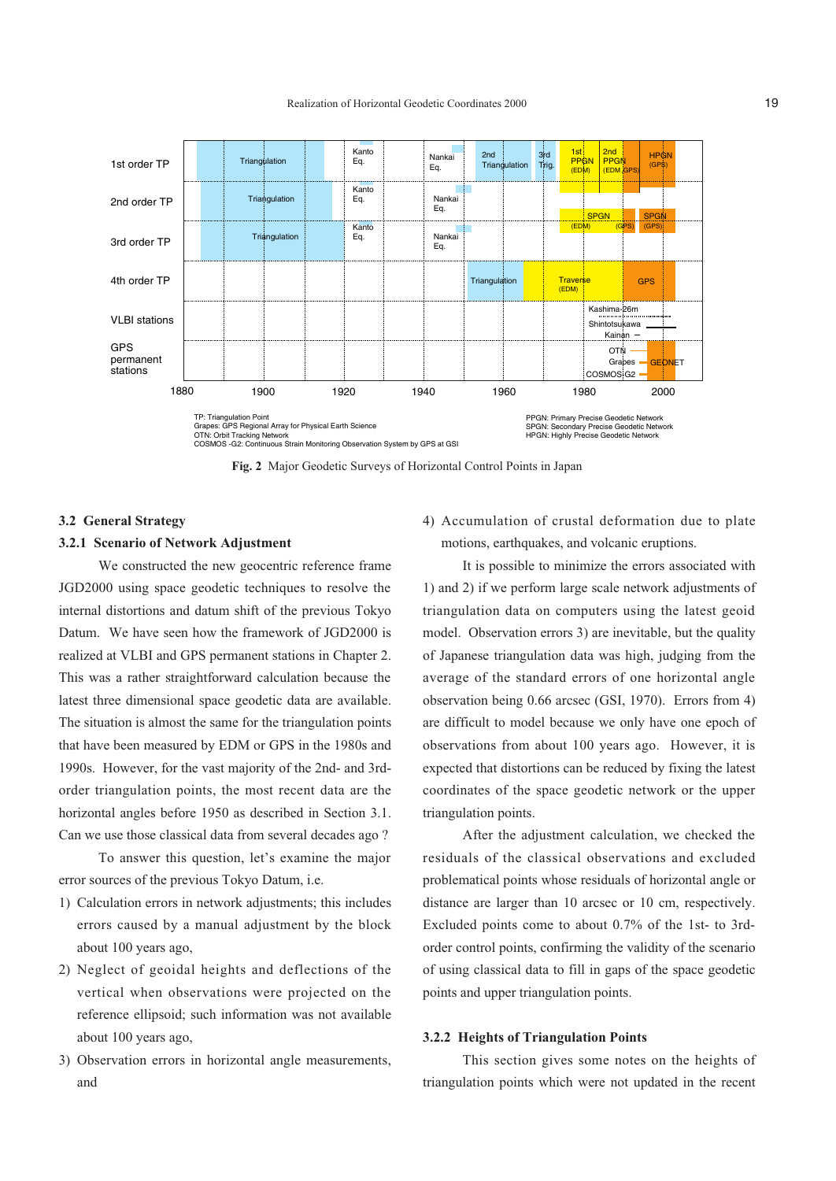TP: Triangulation Point
Grapes: GPS Regional Array for Physical Earth Science
OTN: Orbit Tracking Network
COSMOS -G2: Continuous Strain Monitoring Observation System by GPS at GSI

PPGN: Primary Precise Geodetic Network
SPGN: Secondary Precise Geodetic Network
HPGN: Highly Precise Geodetic Network

**Fig. 2** Major Geodetic Surveys of Horizontal Control Points in Japan

## 3.2 General Strategy

### 3.2.1 Scenario of Network Adjustment

We constructed the new geocentric reference frame JGD2000 using space geodetic techniques to resolve the internal distortions and datum shift of the previous Tokyo Datum. We have seen how the framework of JGD2000 is realized at VLBI and GPS permanent stations in Chapter 2. This was a rather straightforward calculation because the latest three dimensional space geodetic data are available. The situation is almost the same for the triangulation points that have been measured by EDM or GPS in the 1980s and 1990s. However, for the vast majority of the 2nd- and 3rd-order triangulation points, the most recent data are the horizontal angles before 1950 as described in Section 3.1. Can we use those classical data from several decades ago ?

To answer this question, let's examine the major error sources of the previous Tokyo Datum, i.e.

1) Calculation errors in network adjustments; this includes errors caused by a manual adjustment by the block about 100 years ago,
2) Neglect of geoidal heights and deflections of the vertical when observations were projected on the reference ellipsoid; such information was not available about 100 years ago,
3) Observation errors in horizontal angle measurements, and
4) Accumulation of crustal deformation due to plate motions, earthquakes, and volcanic eruptions.

It is possible to minimize the errors associated with 1) and 2) if we perform large scale network adjustments of triangulation data on computers using the latest geoid model. Observation errors 3) are inevitable, but the quality of Japanese triangulation data was high, judging from the average of the standard errors of one horizontal angle observation being 0.66 arcsec (GSI, 1970). Errors from 4) are difficult to model because we only have one epoch of observations from about 100 years ago. However, it is expected that distortions can be reduced by fixing the latest coordinates of the space geodetic network or the upper triangulation points.

After the adjustment calculation, we checked the residuals of the classical observations and excluded problematical points whose residuals of horizontal angle or distance are larger than 10 arcsec or 10 cm, respectively. Excluded points come to about 0.7% of the 1st- to 3rd-order control points, confirming the validity of the scenario of using classical data to fill in gaps of the space geodetic points and upper triangulation points.

### 3.2.2 Heights of Triangulation Points

This section gives some notes on the heights of triangulation points which were not updated in the recent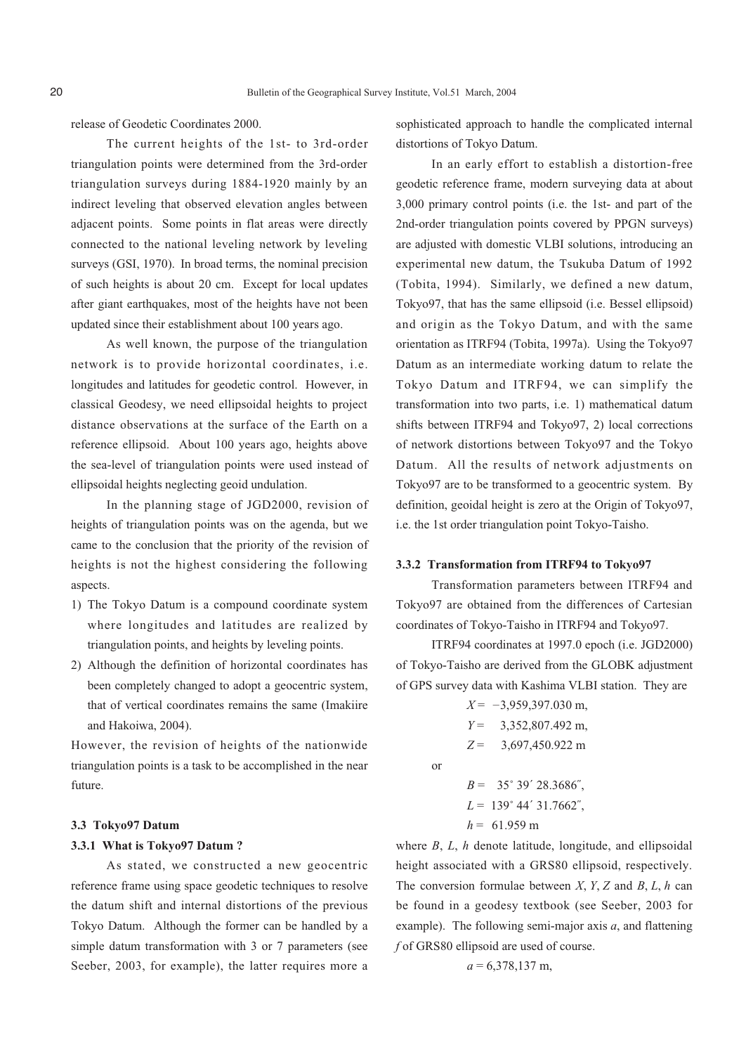release of Geodetic Coordinates 2000.

The current heights of the 1st- to 3rd-order triangulation points were determined from the 3rd-order triangulation surveys during 1884-1920 mainly by an indirect leveling that observed elevation angles between adjacent points. Some points in flat areas were directly connected to the national leveling network by leveling surveys (GSI, 1970). In broad terms, the nominal precision of such heights is about 20 cm. Except for local updates after giant earthquakes, most of the heights have not been updated since their establishment about 100 years ago.

As well known, the purpose of the triangulation network is to provide horizontal coordinates, i.e. longitudes and latitudes for geodetic control. However, in classical Geodesy, we need ellipsoidal heights to project distance observations at the surface of the Earth on a reference ellipsoid. About 100 years ago, heights above the sea-level of triangulation points were used instead of ellipsoidal heights neglecting geoid undulation.

In the planning stage of JGD2000, revision of heights of triangulation points was on the agenda, but we came to the conclusion that the priority of the revision of heights is not the highest considering the following aspects.

1) The Tokyo Datum is a compound coordinate system where longitudes and latitudes are realized by triangulation points, and heights by leveling points.
2) Although the definition of horizontal coordinates has been completely changed to adopt a geocentric system, that of vertical coordinates remains the same (Imakiire and Hakoiwa, 2004).

However, the revision of heights of the nationwide triangulation points is a task to be accomplished in the near future.

### 3.3 Tokyo97 Datum

#### 3.3.1 What is Tokyo97 Datum ?

As stated, we constructed a new geocentric reference frame using space geodetic techniques to resolve the datum shift and internal distortions of the previous Tokyo Datum. Although the former can be handled by a simple datum transformation with 3 or 7 parameters (see Seeber, 2003, for example), the latter requires more a sophisticated approach to handle the complicated internal distortions of Tokyo Datum.

In an early effort to establish a distortion-free geodetic reference frame, modern surveying data at about 3,000 primary control points (i.e. the 1st- and part of the 2nd-order triangulation points covered by PPGN surveys) are adjusted with domestic VLBI solutions, introducing an experimental new datum, the Tsukuba Datum of 1992 (Tobita, 1994). Similarly, we defined a new datum, Tokyo97, that has the same ellipsoid (i.e. Bessel ellipsoid) and origin as the Tokyo Datum, and with the same orientation as ITRF94 (Tobita, 1997a). Using the Tokyo97 Datum as an intermediate working datum to relate the Tokyo Datum and ITRF94, we can simplify the transformation into two parts, i.e. 1) mathematical datum shifts between ITRF94 and Tokyo97, 2) local corrections of network distortions between Tokyo97 and the Tokyo Datum. All the results of network adjustments on Tokyo97 are to be transformed to a geocentric system. By definition, geoidal height is zero at the Origin of Tokyo97, i.e. the 1st order triangulation point Tokyo-Taisho.

#### 3.3.2 Transformation from ITRF94 to Tokyo97

Transformation parameters between ITRF94 and Tokyo97 are obtained from the differences of Cartesian coordinates of Tokyo-Taisho in ITRF94 and Tokyo97.

ITRF94 coordinates at 1997.0 epoch (i.e. JGD2000) of Tokyo-Taisho are derived from the GLOBK adjustment of GPS survey data with Kashima VLBI station. They are

$$X = -3{,}959{,}397.030 \text{ m},$$
$$Y = 3{,}352{,}807.492 \text{ m},$$
$$Z = 3{,}697{,}450.922 \text{ m}$$

or

$$B = 35^\circ\ 39'\ 28.3686'',$$
$$L = 139^\circ\ 44'\ 31.7662'',$$
$$h = 61.959 \text{ m}$$

where $B$, $L$, $h$ denote latitude, longitude, and ellipsoidal height associated with a GRS80 ellipsoid, respectively. The conversion formulae between $X$, $Y$, $Z$ and $B$, $L$, $h$ can be found in a geodesy textbook (see Seeber, 2003 for example). The following semi-major axis $a$, and flattening $f$ of GRS80 ellipsoid are used of course.

$$a = 6{,}378{,}137 \text{ m},$$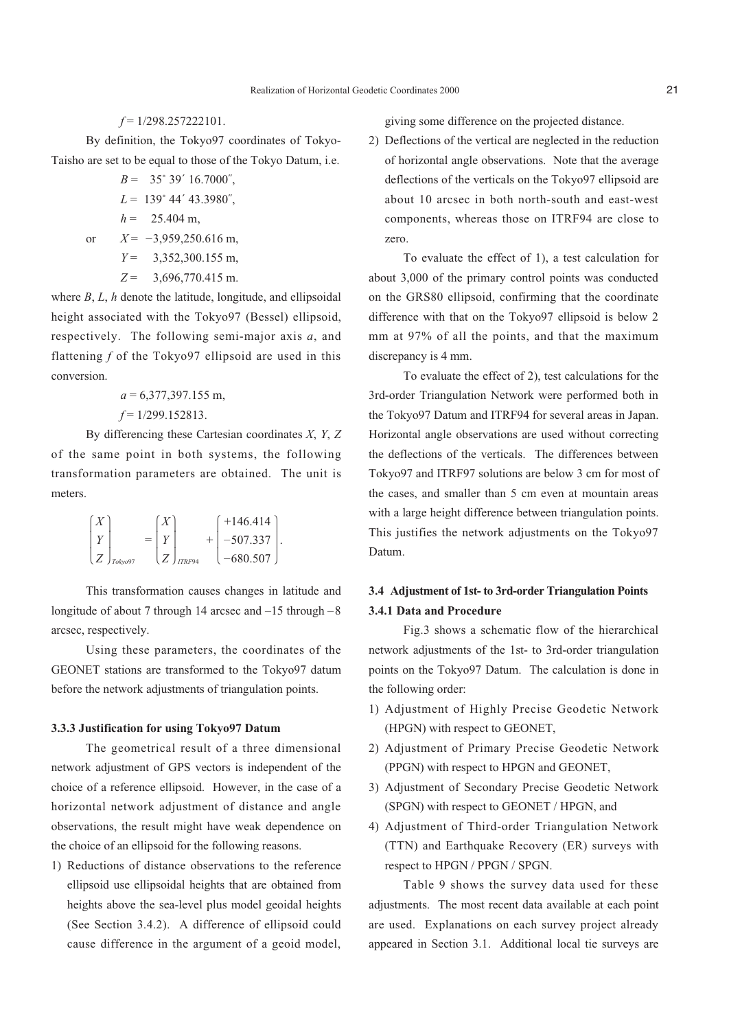$f$ = 1/298.257222101.

By definition, the Tokyo97 coordinates of Tokyo-Taisho are set to be equal to those of the Tokyo Datum, i.e.

$$
\begin{aligned}
B &= \ \ 35^\circ\ 39'\ 16.7000'', \\
L &= 139^\circ\ 44'\ 43.3980'', \\
h &= \ \ 25.404 \text{ m},
\end{aligned}
$$

or

$$
\begin{aligned}
X &= -3{,}959{,}250.616 \text{ m}, \\
Y &= \ \ 3{,}352{,}300.155 \text{ m}, \\
Z &= \ \ 3{,}696{,}770.415 \text{ m}.
\end{aligned}
$$

where $B$, $L$, $h$ denote the latitude, longitude, and ellipsoidal height associated with the Tokyo97 (Bessel) ellipsoid, respectively. The following semi-major axis $a$, and flattening $f$ of the Tokyo97 ellipsoid are used in this conversion.

$$
\begin{aligned}
a &= 6{,}377{,}397.155 \text{ m}, \\
f &= 1/299.152813.
\end{aligned}
$$

By differencing these Cartesian coordinates $X$, $Y$, $Z$ of the same point in both systems, the following transformation parameters are obtained. The unit is meters.

$$
\begin{pmatrix} X \\ Y \\ Z \end{pmatrix}_{Tokyo97} = \begin{pmatrix} X \\ Y \\ Z \end{pmatrix}_{ITRF94} + \begin{pmatrix} +146.414 \\ -507.337 \\ -680.507 \end{pmatrix}.
$$

This transformation causes changes in latitude and longitude of about 7 through 14 arcsec and –15 through –8 arcsec, respectively.

Using these parameters, the coordinates of the GEONET stations are transformed to the Tokyo97 datum before the network adjustments of triangulation points.

### 3.3.3 Justification for using Tokyo97 Datum

The geometrical result of a three dimensional network adjustment of GPS vectors is independent of the choice of a reference ellipsoid. However, in the case of a horizontal network adjustment of distance and angle observations, the result might have weak dependence on the choice of an ellipsoid for the following reasons.

1) Reductions of distance observations to the reference ellipsoid use ellipsoidal heights that are obtained from heights above the sea-level plus model geoidal heights (See Section 3.4.2). A difference of ellipsoid could cause difference in the argument of a geoid model, giving some difference on the projected distance.
2) Deflections of the vertical are neglected in the reduction of horizontal angle observations. Note that the average deflections of the verticals on the Tokyo97 ellipsoid are about 10 arcsec in both north-south and east-west components, whereas those on ITRF94 are close to zero.

To evaluate the effect of 1), a test calculation for about 3,000 of the primary control points was conducted on the GRS80 ellipsoid, confirming that the coordinate difference with that on the Tokyo97 ellipsoid is below 2 mm at 97% of all the points, and that the maximum discrepancy is 4 mm.

To evaluate the effect of 2), test calculations for the 3rd-order Triangulation Network were performed both in the Tokyo97 Datum and ITRF94 for several areas in Japan. Horizontal angle observations are used without correcting the deflections of the verticals. The differences between Tokyo97 and ITRF97 solutions are below 3 cm for most of the cases, and smaller than 5 cm even at mountain areas with a large height difference between triangulation points. This justifies the network adjustments on the Tokyo97 Datum.

## 3.4 Adjustment of 1st- to 3rd-order Triangulation Points

### 3.4.1 Data and Procedure

Fig.3 shows a schematic flow of the hierarchical network adjustments of the 1st- to 3rd-order triangulation points on the Tokyo97 Datum. The calculation is done in the following order:

1) Adjustment of Highly Precise Geodetic Network (HPGN) with respect to GEONET,
2) Adjustment of Primary Precise Geodetic Network (PPGN) with respect to HPGN and GEONET,
3) Adjustment of Secondary Precise Geodetic Network (SPGN) with respect to GEONET / HPGN, and
4) Adjustment of Third-order Triangulation Network (TTN) and Earthquake Recovery (ER) surveys with respect to HPGN / PPGN / SPGN.

Table 9 shows the survey data used for these adjustments. The most recent data available at each point are used. Explanations on each survey project already appeared in Section 3.1. Additional local tie surveys are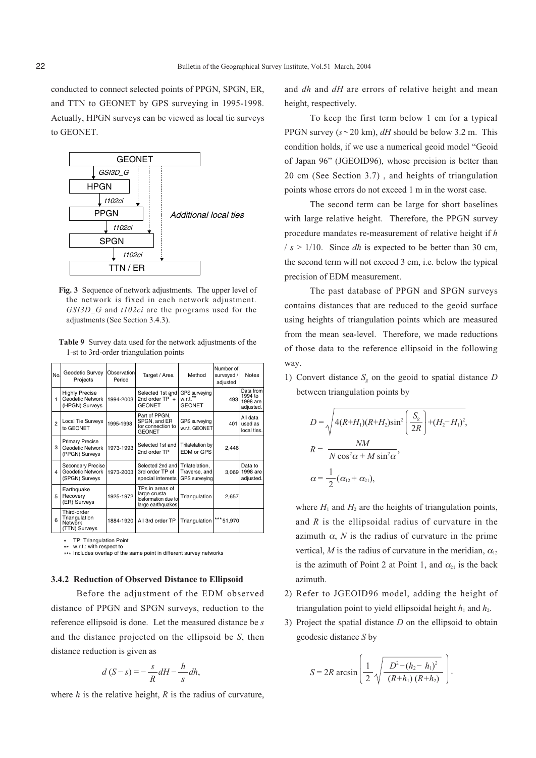conducted to connect selected points of PPGN, SPGN, ER, and TTN to GEONET by GPS surveying in 1995-1998. Actually, HPGN surveys can be viewed as local tie surveys to GEONET.

**Fig. 3** Sequence of network adjustments. The upper level of the network is fixed in each network adjustment. *GSI3D_G* and *t102ci* are the programs used for the adjustments (See Section 3.4.3).

**Table 9** Survey data used for the network adjustments of the 1-st to 3rd-order triangulation points

| No. | Geodetic Survey Projects | Observation Period | Target / Area | Method | Number of surveyed / adjusted | Notes |
|---|---|---|---|---|---|---|
| 1 | Highly Precise Geodetic Network (HPGN) Surveys | 1994-2003 | Selected 1st and 2nd order TP* + GEONET | GPS surveying w.r.t.** GEONET | 493 | Data from 1994 to 1998 are adjusted. |
| 2 | Local Tie Surveys to GEONET | 1995-1998 | Part of PPGN, SPGN, and ER for connection to GEONET | GPS surveying w.r.t. GEONET | 401 | All data used as local ties. |
| 3 | Primary Precise Geodetic Network (PPGN) Surveys | 1973-1993 | Selected 1st and 2nd order TP | Trilateration by EDM or GPS | 2,446 | |
| 4 | Secondary Precise Geodetic Network (SPGN) Surveys | 1973-2003 | Selected 2nd and 3rd order TP of special interests | Trilateration, Traverse, and GPS surveying | 3,069 | Data to 1998 are adjusted. |
| 5 | Earthquake Recovery (ER) Surveys | 1925-1972 | TPs in areas of large crusta ldeformation due to large earthquakes | Triangulation | 2,657 | |
| 6 | Third-order Triangulation Network (TTN) Surveys | 1884-1920 | All 3rd order TP | Triangulation | ***51,970 | |

\* TP: Triangulation Point
\** w.r.t.: with respect to
\*** Includes overlap of the same point in different survey networks

### 3.4.2 Reduction of Observed Distance to Ellipsoid

Before the adjustment of the EDM observed distance of PPGN and SPGN surveys, reduction to the reference ellipsoid is done. Let the measured distance be $s$ and the distance projected on the ellipsoid be $S$, then distance reduction is given as

$$d\,(S - s) = -\frac{s}{R}dH - \frac{h}{s}dh,$$

where $h$ is the relative height, $R$ is the radius of curvature, and $dh$ and $dH$ are errors of relative height and mean height, respectively.

To keep the first term below 1 cm for a typical PPGN survey ($s \sim 20$ km), $dH$ should be below 3.2 m. This condition holds, if we use a numerical geoid model "Geoid of Japan 96" (JGEOID96), whose precision is better than 20 cm (See Section 3.7) , and heights of triangulation points whose errors do not exceed 1 m in the worst case.

The second term can be large for short baselines with large relative height. Therefore, the PPGN survey procedure mandates re-measurement of relative height if $h / s > 1/10$. Since $dh$ is expected to be better than 30 cm, the second term will not exceed 3 cm, i.e. below the typical precision of EDM measurement.

The past database of PPGN and SPGN surveys contains distances that are reduced to the geoid surface using heights of triangulation points which are measured from the mean sea-level. Therefore, we made reductions of those data to the reference ellipsoid in the following way.

1) Convert distance $S_g$ on the geoid to spatial distance $D$ between triangulation points by

$$D = \sqrt{4(R+H_1)(R+H_2)\sin^2\left(\frac{S_g}{2R}\right) + (H_2 - H_1)^2},$$

$$R = \frac{NM}{N\cos^2\alpha + M\sin^2\alpha},$$

$$\alpha = \frac{1}{2}(\alpha_{12} + \alpha_{21}),$$

where $H_1$ and $H_2$ are the heights of triangulation points, and $R$ is the ellipsoidal radius of curvature in the azimuth $\alpha$, $N$ is the radius of curvature in the prime vertical, $M$ is the radius of curvature in the meridian, $\alpha_{12}$ is the azimuth of Point 2 at Point 1, and $\alpha_{21}$ is the back azimuth.

2) Refer to JGEOID96 model, adding the height of triangulation point to yield ellipsoidal height $h_1$ and $h_2$.

3) Project the spatial distance $D$ on the ellipsoid to obtain geodesic distance $S$ by

$$S = 2R\arcsin\left(\frac{1}{2}\sqrt{\frac{D^2 - (h_2 - h_1)^2}{(R+h_1)(R+h_2)}}\right).$$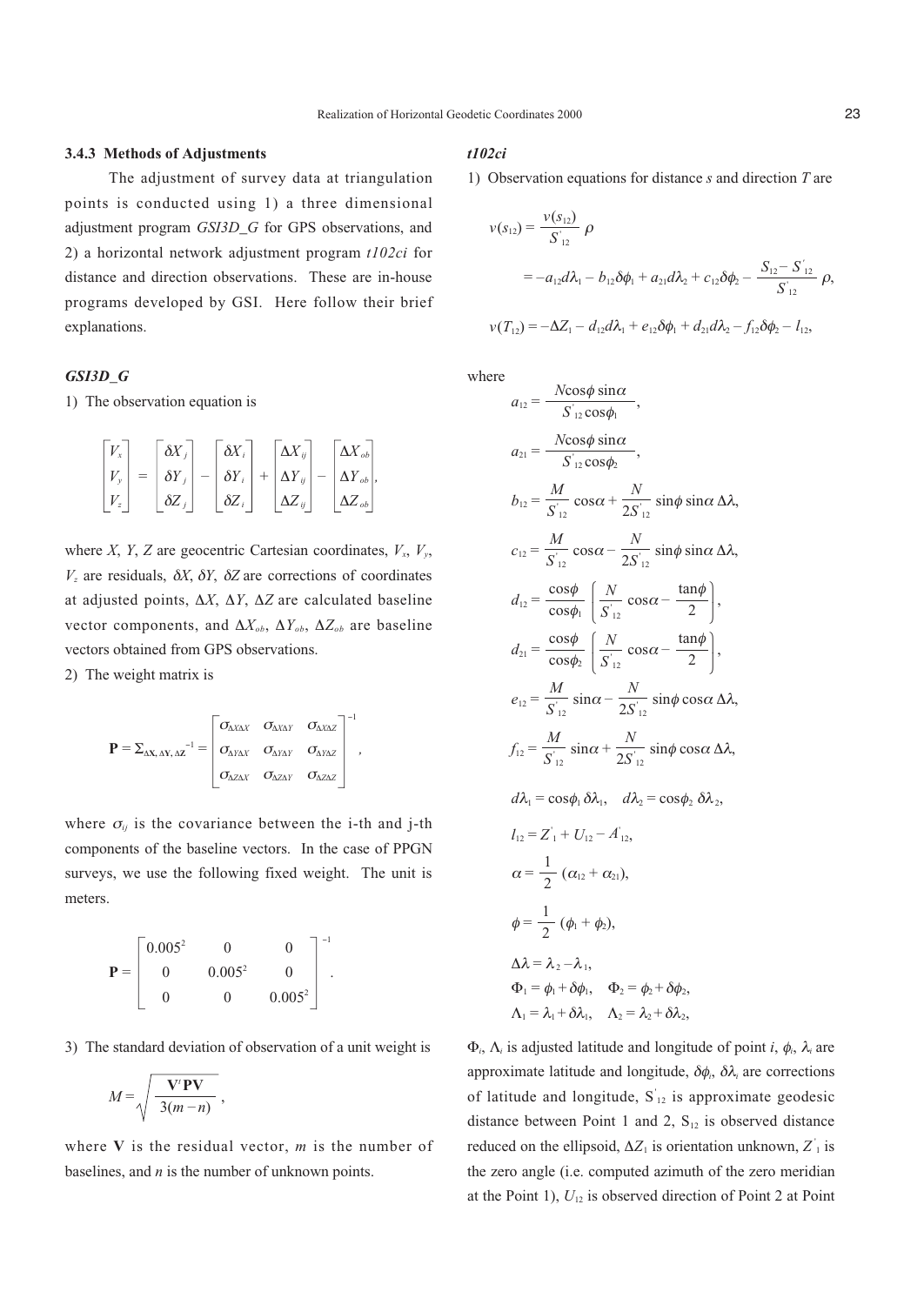### 3.4.3 Methods of Adjustments

The adjustment of survey data at triangulation points is conducted using 1) a three dimensional adjustment program *GSI3D_G* for GPS observations, and 2) a horizontal network adjustment program *t102ci* for distance and direction observations. These are in-house programs developed by GSI. Here follow their brief explanations.

#### *GSI3D_G*

1) The observation equation is

$$\begin{bmatrix} V_x \\ V_y \\ V_z \end{bmatrix} = \begin{bmatrix} \delta X_j \\ \delta Y_j \\ \delta Z_j \end{bmatrix} - \begin{bmatrix} \delta X_i \\ \delta Y_i \\ \delta Z_i \end{bmatrix} + \begin{bmatrix} \Delta X_{ij} \\ \Delta Y_{ij} \\ \Delta Z_{ij} \end{bmatrix} - \begin{bmatrix} \Delta X_{ob} \\ \Delta Y_{ob} \\ \Delta Z_{ob} \end{bmatrix},$$

where $X$, $Y$, $Z$ are geocentric Cartesian coordinates, $V_x$, $V_y$, $V_z$ are residuals, $\delta X$, $\delta Y$, $\delta Z$ are corrections of coordinates at adjusted points, $\Delta X$, $\Delta Y$, $\Delta Z$ are calculated baseline vector components, and $\Delta X_{ob}$, $\Delta Y_{ob}$, $\Delta Z_{ob}$ are baseline vectors obtained from GPS observations.

2) The weight matrix is

$$\mathbf{P} = \Sigma_{\Delta \mathbf{X}, \Delta \mathbf{Y}, \Delta \mathbf{Z}}^{-1} = \begin{bmatrix} \sigma_{\Delta X \Delta X} & \sigma_{\Delta X \Delta Y} & \sigma_{\Delta X \Delta Z} \\ \sigma_{\Delta Y \Delta X} & \sigma_{\Delta Y \Delta Y} & \sigma_{\Delta Y \Delta Z} \\ \sigma_{\Delta Z \Delta X} & \sigma_{\Delta Z \Delta Y} & \sigma_{\Delta Z \Delta Z} \end{bmatrix}^{-1},$$

where $\sigma_{ij}$ is the covariance between the i-th and j-th components of the baseline vectors. In the case of PPGN surveys, we use the following fixed weight. The unit is meters.

$$\mathbf{P} = \begin{bmatrix} 0.005^2 & 0 & 0 \\ 0 & 0.005^2 & 0 \\ 0 & 0 & 0.005^2 \end{bmatrix}^{-1}.$$

3) The standard deviation of observation of a unit weight is

$$M = \sqrt{\frac{\mathbf{V}'\mathbf{P}\mathbf{V}}{3(m-n)}},$$

where $\mathbf{V}$ is the residual vector, $m$ is the number of baselines, and $n$ is the number of unknown points.

#### *t102ci*

1) Observation equations for distance $s$ and direction $T$ are

$$v(s_{12}) = \frac{v(s_{12})}{S'_{12}} \rho$$

$$= -a_{12} d\lambda_1 - b_{12}\delta\phi_1 + a_{21} d\lambda_2 + c_{12}\delta\phi_2 - \frac{S_{12} - S'_{12}}{S'_{12}} \rho,$$

$$v(T_{12}) = -\Delta Z_1 - d_{12} d\lambda_1 + e_{12}\delta\phi_1 + d_{21} d\lambda_2 - f_{12}\delta\phi_2 - l_{12},$$

where

$$a_{12} = \frac{N\cos\phi \sin\alpha}{S'_{12}\cos\phi_1},$$

$$a_{21} = \frac{N\cos\phi \sin\alpha}{S'_{12}\cos\phi_2},$$

$$b_{12} = \frac{M}{S'_{12}}\cos\alpha + \frac{N}{2S'_{12}}\sin\phi \sin\alpha\, \Delta\lambda,$$

$$c_{12} = \frac{M}{S'_{12}}\cos\alpha - \frac{N}{2S'_{12}}\sin\phi \sin\alpha\, \Delta\lambda,$$

$$d_{12} = \frac{\cos\phi}{\cos\phi_1}\left(\frac{N}{S'_{12}}\cos\alpha - \frac{\tan\phi}{2}\right),$$

$$d_{21} = \frac{\cos\phi}{\cos\phi_2}\left(\frac{N}{S'_{12}}\cos\alpha - \frac{\tan\phi}{2}\right),$$

$$e_{12} = \frac{M}{S'_{12}}\sin\alpha - \frac{N}{2S'_{12}}\sin\phi \cos\alpha\, \Delta\lambda,$$

$$f_{12} = \frac{M}{S'_{12}}\sin\alpha + \frac{N}{2S'_{12}}\sin\phi \cos\alpha\, \Delta\lambda,$$

$$d\lambda_1 = \cos\phi_1\, \delta\lambda_1, \quad d\lambda_2 = \cos\phi_2\, \delta\lambda_2,$$

$$l_{12} = Z'_1 + U_{12} - A'_{12},$$

$$\alpha = \frac{1}{2}(\alpha_{12} + \alpha_{21}),$$

$$\phi = \frac{1}{2}(\phi_1 + \phi_2),$$

$$\Delta\lambda = \lambda_2 - \lambda_1,$$

$$\Phi_1 = \phi_1 + \delta\phi_1, \quad \Phi_2 = \phi_2 + \delta\phi_2,$$

$$\Lambda_1 = \lambda_1 + \delta\lambda_1, \quad \Lambda_2 = \lambda_2 + \delta\lambda_2,$$

$\Phi_i$, $\Lambda_i$ is adjusted latitude and longitude of point $i$, $\phi_i$, $\lambda_i$ are approximate latitude and longitude, $\delta\phi_i$, $\delta\lambda_i$ are corrections of latitude and longitude, $S'_{12}$ is approximate geodesic distance between Point 1 and 2, $S_{12}$ is observed distance reduced on the ellipsoid, $\Delta Z_1$ is orientation unknown, $Z'_1$ is the zero angle (i.e. computed azimuth of the zero meridian at the Point 1), $U_{12}$ is observed direction of Point 2 at Point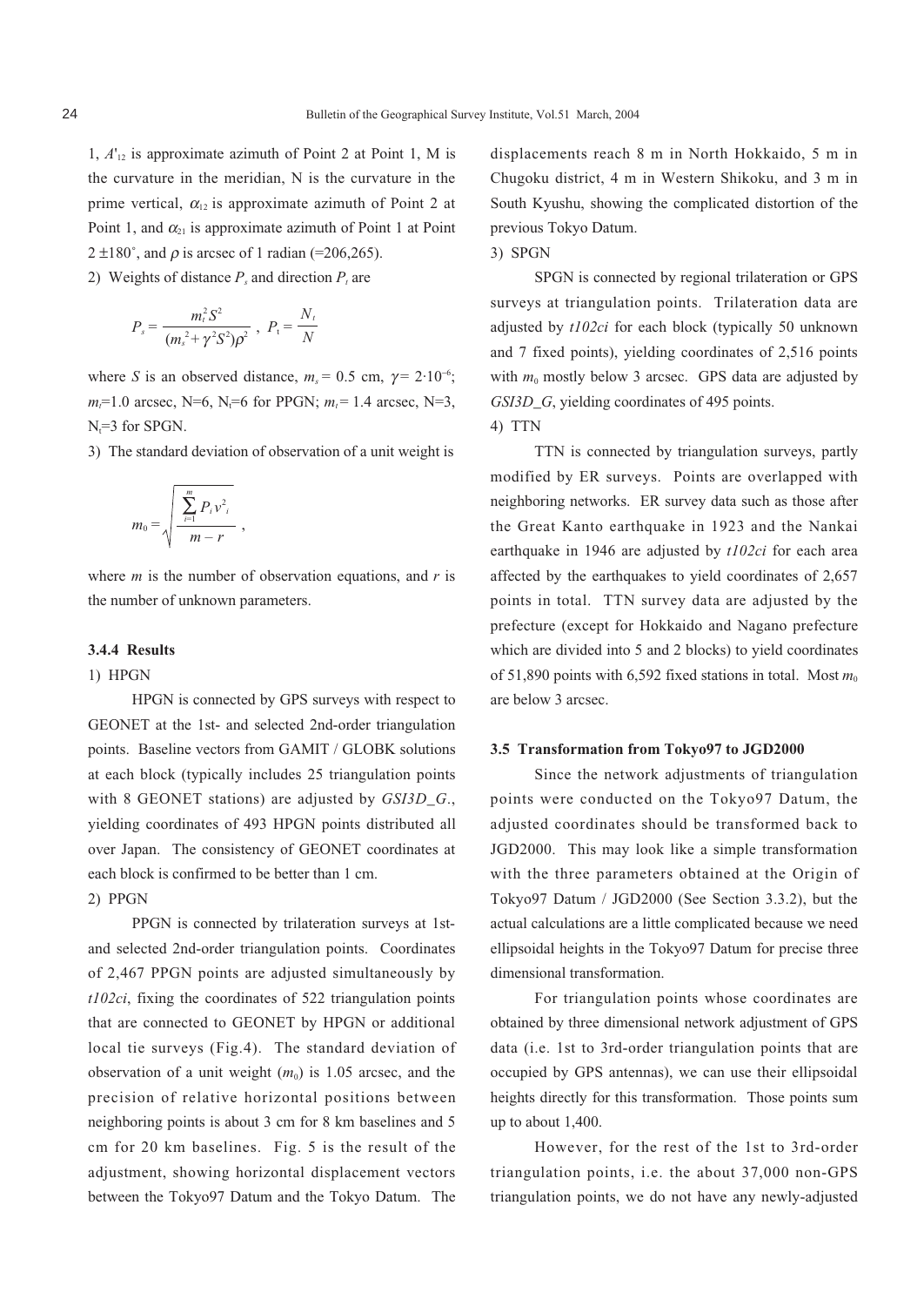1, $A'_{12}$ is approximate azimuth of Point 2 at Point 1, M is the curvature in the meridian, N is the curvature in the prime vertical, $\alpha_{12}$ is approximate azimuth of Point 2 at Point 1, and $\alpha_{21}$ is approximate azimuth of Point 1 at Point 2 $\pm 180^\circ$, and $\rho$ is arcsec of 1 radian (=206,265).

2) Weights of distance $P_s$ and direction $P_t$ are

$$P_s = \frac{m_t^2 S^2}{(m_s^2 + \gamma^2 S^2)\rho^2}, \quad P_t = \frac{N_t}{N}$$

where $S$ is an observed distance, $m_s = 0.5$ cm, $\gamma = 2 \cdot 10^{-6}$; $m_t$=1.0 arcsec, N=6, $N_t$=6 for PPGN; $m_t$= 1.4 arcsec, N=3, $N_t$=3 for SPGN.

3) The standard deviation of observation of a unit weight is

$$m_0 = \sqrt{\frac{\sum_{i=1}^{m} P_i v_i^2}{m - r}},$$

where $m$ is the number of observation equations, and $r$ is the number of unknown parameters.

### 3.4.4 Results

1) HPGN

HPGN is connected by GPS surveys with respect to GEONET at the 1st- and selected 2nd-order triangulation points. Baseline vectors from GAMIT / GLOBK solutions at each block (typically includes 25 triangulation points with 8 GEONET stations) are adjusted by *GSI3D_G*., yielding coordinates of 493 HPGN points distributed all over Japan. The consistency of GEONET coordinates at each block is confirmed to be better than 1 cm.

2) PPGN

PPGN is connected by trilateration surveys at 1st- and selected 2nd-order triangulation points. Coordinates of 2,467 PPGN points are adjusted simultaneously by *t102ci*, fixing the coordinates of 522 triangulation points that are connected to GEONET by HPGN or additional local tie surveys (Fig.4). The standard deviation of observation of a unit weight ($m_0$) is 1.05 arcsec, and the precision of relative horizontal positions between neighboring points is about 3 cm for 8 km baselines and 5 cm for 20 km baselines. Fig. 5 is the result of the adjustment, showing horizontal displacement vectors between the Tokyo97 Datum and the Tokyo Datum. The displacements reach 8 m in North Hokkaido, 5 m in Chugoku district, 4 m in Western Shikoku, and 3 m in South Kyushu, showing the complicated distortion of the previous Tokyo Datum.

3) SPGN

SPGN is connected by regional trilateration or GPS surveys at triangulation points. Trilateration data are adjusted by *t102ci* for each block (typically 50 unknown and 7 fixed points), yielding coordinates of 2,516 points with $m_0$ mostly below 3 arcsec. GPS data are adjusted by *GSI3D_G*, yielding coordinates of 495 points.

4) TTN

TTN is connected by triangulation surveys, partly modified by ER surveys. Points are overlapped with neighboring networks. ER survey data such as those after the Great Kanto earthquake in 1923 and the Nankai earthquake in 1946 are adjusted by *t102ci* for each area affected by the earthquakes to yield coordinates of 2,657 points in total. TTN survey data are adjusted by the prefecture (except for Hokkaido and Nagano prefecture which are divided into 5 and 2 blocks) to yield coordinates of 51,890 points with 6,592 fixed stations in total. Most $m_0$ are below 3 arcsec.

## 3.5 Transformation from Tokyo97 to JGD2000

Since the network adjustments of triangulation points were conducted on the Tokyo97 Datum, the adjusted coordinates should be transformed back to JGD2000. This may look like a simple transformation with the three parameters obtained at the Origin of Tokyo97 Datum / JGD2000 (See Section 3.3.2), but the actual calculations are a little complicated because we need ellipsoidal heights in the Tokyo97 Datum for precise three dimensional transformation.

For triangulation points whose coordinates are obtained by three dimensional network adjustment of GPS data (i.e. 1st to 3rd-order triangulation points that are occupied by GPS antennas), we can use their ellipsoidal heights directly for this transformation. Those points sum up to about 1,400.

However, for the rest of the 1st to 3rd-order triangulation points, i.e. the about 37,000 non-GPS triangulation points, we do not have any newly-adjusted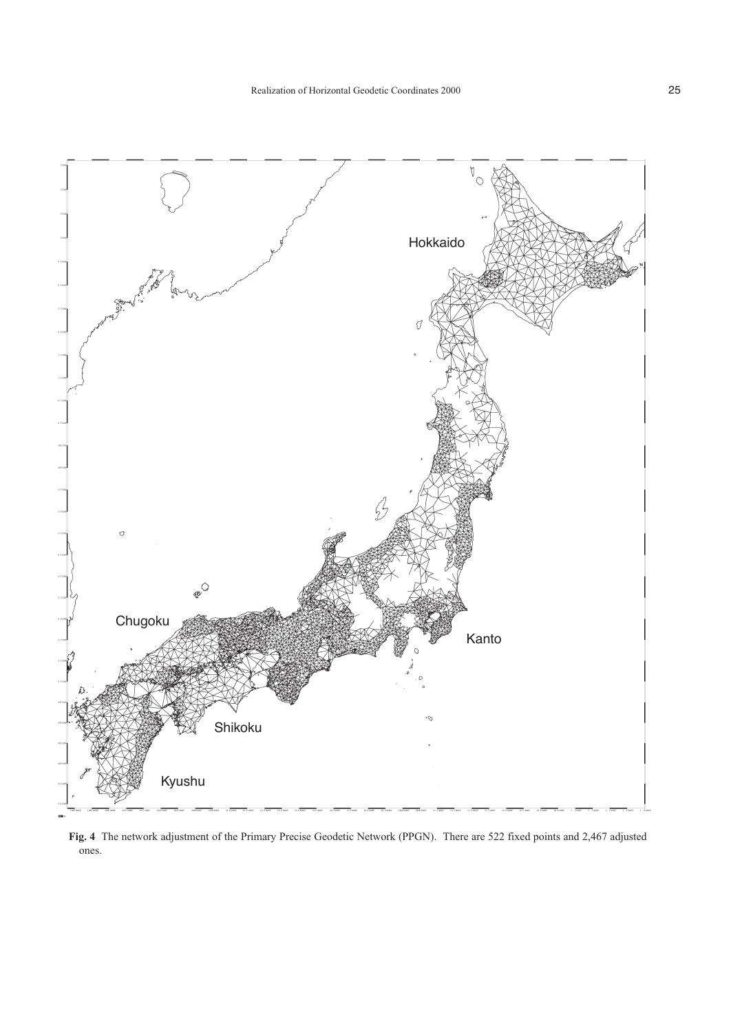**Fig. 4** The network adjustment of the Primary Precise Geodetic Network (PPGN). There are 522 fixed points and 2,467 adjusted ones.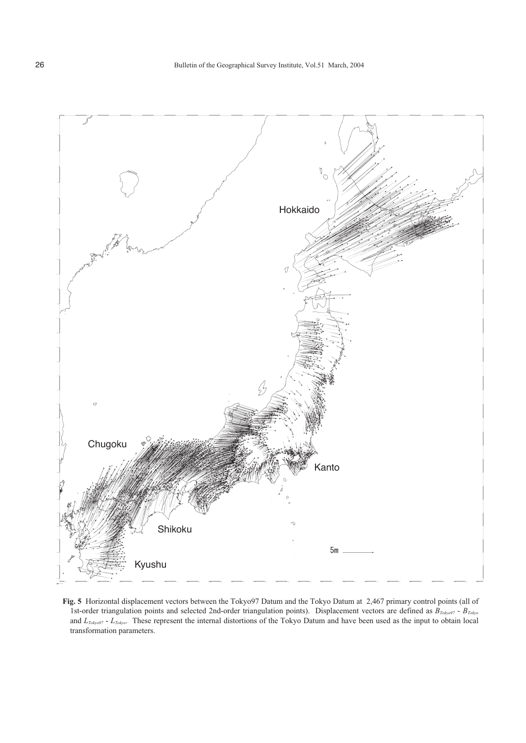**Fig. 5** Horizontal displacement vectors between the Tokyo97 Datum and the Tokyo Datum at 2,467 primary control points (all of 1st-order triangulation points and selected 2nd-order triangulation points). Displacement vectors are defined as $B_{Tokyo97}$ - $B_{Tokyo}$ and $L_{Tokyo97}$ - $L_{Tokyo}$. These represent the internal distortions of the Tokyo Datum and have been used as the input to obtain local transformation parameters.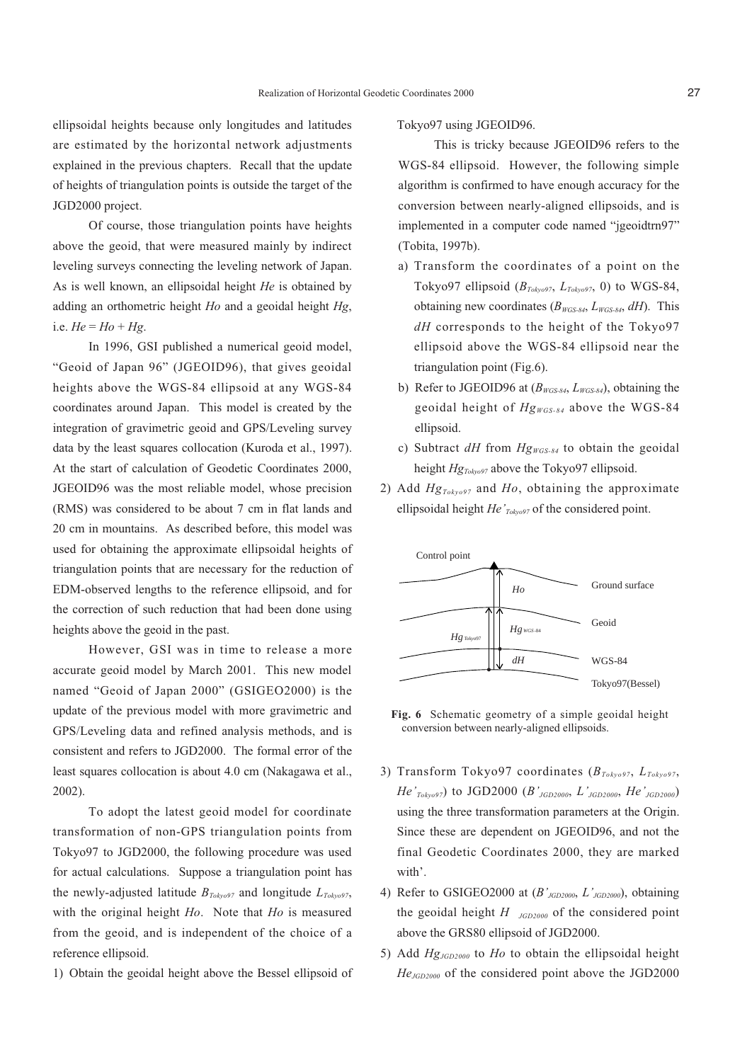ellipsoidal heights because only longitudes and latitudes are estimated by the horizontal network adjustments explained in the previous chapters. Recall that the update of heights of triangulation points is outside the target of the JGD2000 project.

Of course, those triangulation points have heights above the geoid, that were measured mainly by indirect leveling surveys connecting the leveling network of Japan. As is well known, an ellipsoidal height $He$ is obtained by adding an orthometric height $Ho$ and a geoidal height $Hg$, i.e. $He = Ho + Hg$.

In 1996, GSI published a numerical geoid model, "Geoid of Japan 96" (JGEOID96), that gives geoidal heights above the WGS-84 ellipsoid at any WGS-84 coordinates around Japan. This model is created by the integration of gravimetric geoid and GPS/Leveling survey data by the least squares collocation (Kuroda et al., 1997). At the start of calculation of Geodetic Coordinates 2000, JGEOID96 was the most reliable model, whose precision (RMS) was considered to be about 7 cm in flat lands and 20 cm in mountains. As described before, this model was used for obtaining the approximate ellipsoidal heights of triangulation points that are necessary for the reduction of EDM-observed lengths to the reference ellipsoid, and for the correction of such reduction that had been done using heights above the geoid in the past.

However, GSI was in time to release a more accurate geoid model by March 2001. This new model named "Geoid of Japan 2000" (GSIGEO2000) is the update of the previous model with more gravimetric and GPS/Leveling data and refined analysis methods, and is consistent and refers to JGD2000. The formal error of the least squares collocation is about 4.0 cm (Nakagawa et al., 2002).

To adopt the latest geoid model for coordinate transformation of non-GPS triangulation points from Tokyo97 to JGD2000, the following procedure was used for actual calculations. Suppose a triangulation point has the newly-adjusted latitude $B_{Tokyo97}$ and longitude $L_{Tokyo97}$, with the original height $Ho$. Note that $Ho$ is measured from the geoid, and is independent of the choice of a reference ellipsoid.

1) Obtain the geoidal height above the Bessel ellipsoid of Tokyo97 using JGEOID96.

   This is tricky because JGEOID96 refers to the WGS-84 ellipsoid. However, the following simple algorithm is confirmed to have enough accuracy for the conversion between nearly-aligned ellipsoids, and is implemented in a computer code named "jgeoidtrn97" (Tobita, 1997b).

   a) Transform the coordinates of a point on the Tokyo97 ellipsoid ($B_{Tokyo97}$, $L_{Tokyo97}$, 0) to WGS-84, obtaining new coordinates ($B_{WGS-84}$, $L_{WGS-84}$, $dH$). This $dH$ corresponds to the height of the Tokyo97 ellipsoid above the WGS-84 ellipsoid near the triangulation point (Fig.6).
   b) Refer to JGEOID96 at ($B_{WGS-84}$, $L_{WGS-84}$), obtaining the geoidal height of $Hg_{WGS-84}$ above the WGS-84 ellipsoid.
   c) Subtract $dH$ from $Hg_{WGS-84}$ to obtain the geoidal height $Hg_{Tokyo97}$ above the Tokyo97 ellipsoid.

2) Add $Hg_{Tokyo97}$ and $Ho$, obtaining the approximate ellipsoidal height $He'_{Tokyo97}$ of the considered point.

**Fig. 6** Schematic geometry of a simple geoidal height conversion between nearly-aligned ellipsoids.

3) Transform Tokyo97 coordinates ($B_{Tokyo97}$, $L_{Tokyo97}$, $He'_{Tokyo97}$) to JGD2000 ($B'_{JGD2000}$, $L'_{JGD2000}$, $He'_{JGD2000}$) using the three transformation parameters at the Origin. Since these are dependent on JGEOID96, and not the final Geodetic Coordinates 2000, they are marked with'.
4) Refer to GSIGEO2000 at ($B'_{JGD2000}$, $L'_{JGD2000}$), obtaining the geoidal height $H_{JGD2000}$ of the considered point above the GRS80 ellipsoid of JGD2000.
5) Add $Hg_{JGD2000}$ to $Ho$ to obtain the ellipsoidal height $He_{JGD2000}$ of the considered point above the JGD2000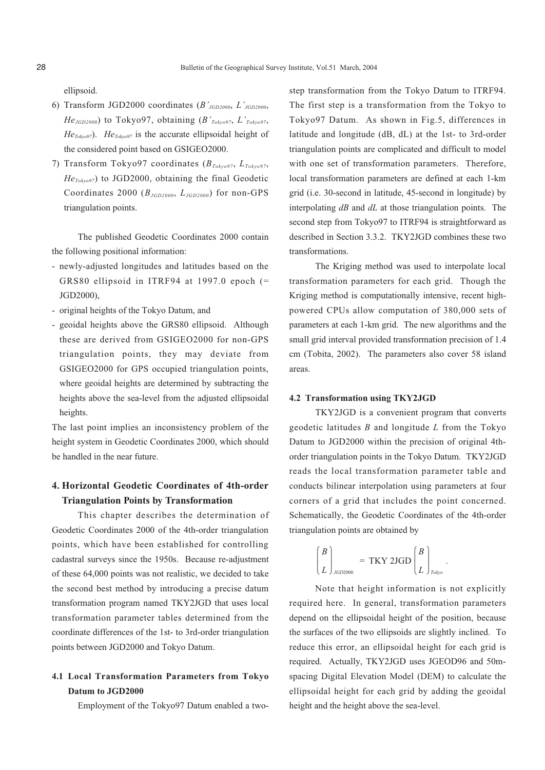ellipsoid.

6) Transform JGD2000 coordinates ($B'_{JGD2000}$, $L'_{JGD2000}$, $He_{JGD2000}$) to Tokyo97, obtaining ($B'_{Tokyo97}$, $L'_{Tokyo97}$, $He_{Tokyo97}$). $He_{Tokyo97}$ is the accurate ellipsoidal height of the considered point based on GSIGEO2000.
7) Transform Tokyo97 coordinates ($B_{Tokyo97}$, $L_{Tokyo97}$, $He_{Tokyo97}$) to JGD2000, obtaining the final Geodetic Coordinates 2000 ($B_{JGD2000}$, $L_{JGD2000}$) for non-GPS triangulation points.

The published Geodetic Coordinates 2000 contain the following positional information:

- newly-adjusted longitudes and latitudes based on the GRS80 ellipsoid in ITRF94 at 1997.0 epoch (= JGD2000),
- original heights of the Tokyo Datum, and
- geoidal heights above the GRS80 ellipsoid. Although these are derived from GSIGEO2000 for non-GPS triangulation points, they may deviate from GSIGEO2000 for GPS occupied triangulation points, where geoidal heights are determined by subtracting the heights above the sea-level from the adjusted ellipsoidal heights.

The last point implies an inconsistency problem of the height system in Geodetic Coordinates 2000, which should be handled in the near future.

## 4. Horizontal Geodetic Coordinates of 4th-order Triangulation Points by Transformation

This chapter describes the determination of Geodetic Coordinates 2000 of the 4th-order triangulation points, which have been established for controlling cadastral surveys since the 1950s. Because re-adjustment of these 64,000 points was not realistic, we decided to take the second best method by introducing a precise datum transformation program named TKY2JGD that uses local transformation parameter tables determined from the coordinate differences of the 1st- to 3rd-order triangulation points between JGD2000 and Tokyo Datum.

### 4.1 Local Transformation Parameters from Tokyo Datum to JGD2000

Employment of the Tokyo97 Datum enabled a two-step transformation from the Tokyo Datum to ITRF94. The first step is a transformation from the Tokyo to Tokyo97 Datum. As shown in Fig.5, differences in latitude and longitude (dB, dL) at the 1st- to 3rd-order triangulation points are complicated and difficult to model with one set of transformation parameters. Therefore, local transformation parameters are defined at each 1-km grid (i.e. 30-second in latitude, 45-second in longitude) by interpolating $dB$ and $dL$ at those triangulation points. The second step from Tokyo97 to ITRF94 is straightforward as described in Section 3.3.2. TKY2JGD combines these two transformations.

The Kriging method was used to interpolate local transformation parameters for each grid. Though the Kriging method is computationally intensive, recent high-powered CPUs allow computation of 380,000 sets of parameters at each 1-km grid. The new algorithms and the small grid interval provided transformation precision of 1.4 cm (Tobita, 2002). The parameters also cover 58 island areas.

### 4.2 Transformation using TKY2JGD

TKY2JGD is a convenient program that converts geodetic latitudes $B$ and longitude $L$ from the Tokyo Datum to JGD2000 within the precision of original 4th-order triangulation points in the Tokyo Datum. TKY2JGD reads the local transformation parameter table and conducts bilinear interpolation using parameters at four corners of a grid that includes the point concerned. Schematically, the Geodetic Coordinates of the 4th-order triangulation points are obtained by

$$\begin{pmatrix} B \\ L \end{pmatrix}_{JGD2000} = \text{TKY 2JGD} \begin{pmatrix} B \\ L \end{pmatrix}_{Tokyo} .$$

Note that height information is not explicitly required here. In general, transformation parameters depend on the ellipsoidal height of the position, because the surfaces of the two ellipsoids are slightly inclined. To reduce this error, an ellipsoidal height for each grid is required. Actually, TKY2JGD uses JGEOD96 and 50m-spacing Digital Elevation Model (DEM) to calculate the ellipsoidal height for each grid by adding the geoidal height and the height above the sea-level.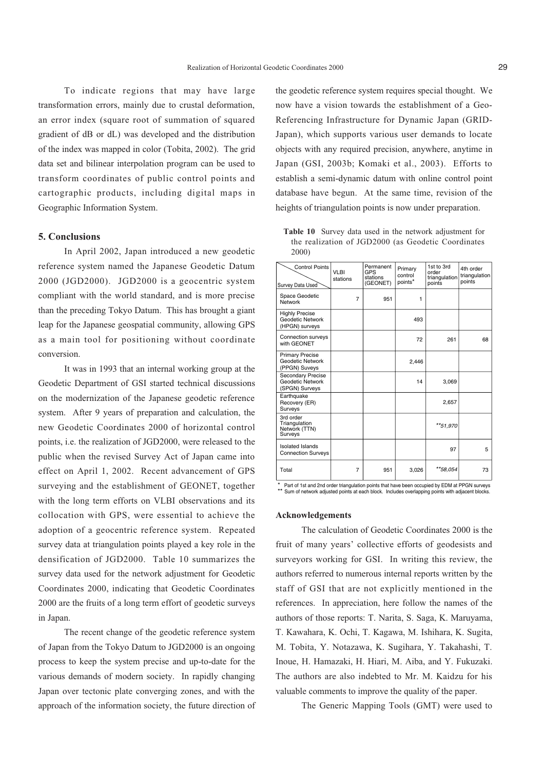To indicate regions that may have large transformation errors, mainly due to crustal deformation, an error index (square root of summation of squared gradient of dB or dL) was developed and the distribution of the index was mapped in color (Tobita, 2002). The grid data set and bilinear interpolation program can be used to transform coordinates of public control points and cartographic products, including digital maps in Geographic Information System.

## 5. Conclusions

In April 2002, Japan introduced a new geodetic reference system named the Japanese Geodetic Datum 2000 (JGD2000). JGD2000 is a geocentric system compliant with the world standard, and is more precise than the preceding Tokyo Datum. This has brought a giant leap for the Japanese geospatial community, allowing GPS as a main tool for positioning without coordinate conversion.

It was in 1993 that an internal working group at the Geodetic Department of GSI started technical discussions on the modernization of the Japanese geodetic reference system. After 9 years of preparation and calculation, the new Geodetic Coordinates 2000 of horizontal control points, i.e. the realization of JGD2000, were released to the public when the revised Survey Act of Japan came into effect on April 1, 2002. Recent advancement of GPS surveying and the establishment of GEONET, together with the long term efforts on VLBI observations and its collocation with GPS, were essential to achieve the adoption of a geocentric reference system. Repeated survey data at triangulation points played a key role in the densification of JGD2000. Table 10 summarizes the survey data used for the network adjustment for Geodetic Coordinates 2000, indicating that Geodetic Coordinates 2000 are the fruits of a long term effort of geodetic surveys in Japan.

The recent change of the geodetic reference system of Japan from the Tokyo Datum to JGD2000 is an ongoing process to keep the system precise and up-to-date for the various demands of modern society. In rapidly changing Japan over tectonic plate converging zones, and with the approach of the information society, the future direction of the geodetic reference system requires special thought. We now have a vision towards the establishment of a Geo-Referencing Infrastructure for Dynamic Japan (GRID-Japan), which supports various user demands to locate objects with any required precision, anywhere, anytime in Japan (GSI, 2003b; Komaki et al., 2003). Efforts to establish a semi-dynamic datum with online control point database have begun. At the same time, revision of the heights of triangulation points is now under preparation.

**Table 10** Survey data used in the network adjustment for the realization of JGD2000 (as Geodetic Coordinates 2000)

| Survey Data Used \ Control Points | VLBI stations | Permanent GPS stations (GEONET) | Primary control points* | 1st to 3rd order triangulation points | 4th order triangulation points |
|---|---|---|---|---|---|
| Space Geodetic Network | 7 | 951 | 1 | | |
| Highly Precise Geodetic Network (HPGN) surveys | | | 493 | | |
| Connection surveys with GEONET | | | 72 | 261 | 68 |
| Primary Precise Geodetic Network (PPGN) Suveys | | | 2,446 | | |
| Secondary Precise Geodetic Network (SPGN) Surveys | | | 14 | 3,069 | |
| Earthquake Recovery (ER) Surveys | | | | 2,657 | |
| 3rd order Triangulation Network (TTN) Surveys | | | | **51,970 | |
| Isolated Islands Connection Surveys | | | | 97 | 5 |
| Total | 7 | 951 | 3,026 | **58,054 | 73 |

\* Part of 1st and 2nd order triangulation points that have been occupied by EDM at PPGN surveys
\** Sum of network adjusted points at each block. Includes overlapping points with adjacent blocks.

### Acknowledgements

The calculation of Geodetic Coordinates 2000 is the fruit of many years' collective efforts of geodesists and surveyors working for GSI. In writing this review, the authors referred to numerous internal reports written by the staff of GSI that are not explicitly mentioned in the references. In appreciation, here follow the names of the authors of those reports: T. Narita, S. Saga, K. Maruyama, T. Kawahara, K. Ochi, T. Kagawa, M. Ishihara, K. Sugita, M. Tobita, Y. Notazawa, K. Sugihara, Y. Takahashi, T. Inoue, H. Hamazaki, H. Hiari, M. Aiba, and Y. Fukuzaki. The authors are also indebted to Mr. M. Kaidzu for his valuable comments to improve the quality of the paper.

The Generic Mapping Tools (GMT) were used to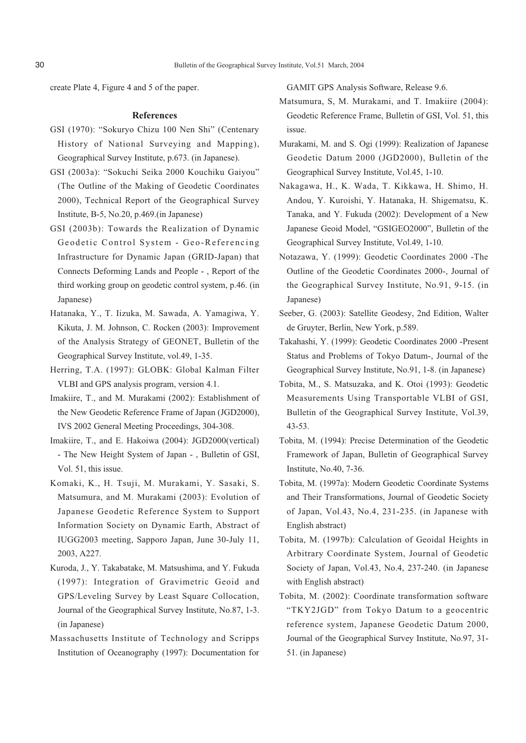create Plate 4, Figure 4 and 5 of the paper.

## References

GSI (1970): "Sokuryo Chizu 100 Nen Shi" (Centenary History of National Surveying and Mapping), Geographical Survey Institute, p.673. (in Japanese).

GSI (2003a): "Sokuchi Seika 2000 Kouchiku Gaiyou" (The Outline of the Making of Geodetic Coordinates 2000), Technical Report of the Geographical Survey Institute, B-5, No.20, p.469.(in Japanese)

GSI (2003b): Towards the Realization of Dynamic Geodetic Control System - Geo-Referencing Infrastructure for Dynamic Japan (GRID-Japan) that Connects Deforming Lands and People - , Report of the third working group on geodetic control system, p.46. (in Japanese)

Hatanaka, Y., T. Iizuka, M. Sawada, A. Yamagiwa, Y. Kikuta, J. M. Johnson, C. Rocken (2003): Improvement of the Analysis Strategy of GEONET, Bulletin of the Geographical Survey Institute, vol.49, 1-35.

Herring, T.A. (1997): GLOBK: Global Kalman Filter VLBI and GPS analysis program, version 4.1.

Imakiire, T., and M. Murakami (2002): Establishment of the New Geodetic Reference Frame of Japan (JGD2000), IVS 2002 General Meeting Proceedings, 304-308.

Imakiire, T., and E. Hakoiwa (2004): JGD2000(vertical) - The New Height System of Japan - , Bulletin of GSI, Vol. 51, this issue.

Komaki, K., H. Tsuji, M. Murakami, Y. Sasaki, S. Matsumura, and M. Murakami (2003): Evolution of Japanese Geodetic Reference System to Support Information Society on Dynamic Earth, Abstract of IUGG2003 meeting, Sapporo Japan, June 30-July 11, 2003, A227.

Kuroda, J., Y. Takabatake, M. Matsushima, and Y. Fukuda (1997): Integration of Gravimetric Geoid and GPS/Leveling Survey by Least Square Collocation, Journal of the Geographical Survey Institute, No.87, 1-3. (in Japanese)

Massachusetts Institute of Technology and Scripps Institution of Oceanography (1997): Documentation for GAMIT GPS Analysis Software, Release 9.6.

Matsumura, S, M. Murakami, and T. Imakiire (2004): Geodetic Reference Frame, Bulletin of GSI, Vol. 51, this issue.

Murakami, M. and S. Ogi (1999): Realization of Japanese Geodetic Datum 2000 (JGD2000), Bulletin of the Geographical Survey Institute, Vol.45, 1-10.

Nakagawa, H., K. Wada, T. Kikkawa, H. Shimo, H. Andou, Y. Kuroishi, Y. Hatanaka, H. Shigematsu, K. Tanaka, and Y. Fukuda (2002): Development of a New Japanese Geoid Model, "GSIGEO2000", Bulletin of the Geographical Survey Institute, Vol.49, 1-10.

Notazawa, Y. (1999): Geodetic Coordinates 2000 -The Outline of the Geodetic Coordinates 2000-, Journal of the Geographical Survey Institute, No.91, 9-15. (in Japanese)

Seeber, G. (2003): Satellite Geodesy, 2nd Edition, Walter de Gruyter, Berlin, New York, p.589.

Takahashi, Y. (1999): Geodetic Coordinates 2000 -Present Status and Problems of Tokyo Datum-, Journal of the Geographical Survey Institute, No.91, 1-8. (in Japanese)

Tobita, M., S. Matsuzaka, and K. Otoi (1993): Geodetic Measurements Using Transportable VLBI of GSI, Bulletin of the Geographical Survey Institute, Vol.39, 43-53.

Tobita, M. (1994): Precise Determination of the Geodetic Framework of Japan, Bulletin of Geographical Survey Institute, No.40, 7-36.

Tobita, M. (1997a): Modern Geodetic Coordinate Systems and Their Transformations, Journal of Geodetic Society of Japan, Vol.43, No.4, 231-235. (in Japanese with English abstract)

Tobita, M. (1997b): Calculation of Geoidal Heights in Arbitrary Coordinate System, Journal of Geodetic Society of Japan, Vol.43, No.4, 237-240. (in Japanese with English abstract)

Tobita, M. (2002): Coordinate transformation software "TKY2JGD" from Tokyo Datum to a geocentric reference system, Japanese Geodetic Datum 2000, Journal of the Geographical Survey Institute, No.97, 31-51. (in Japanese)